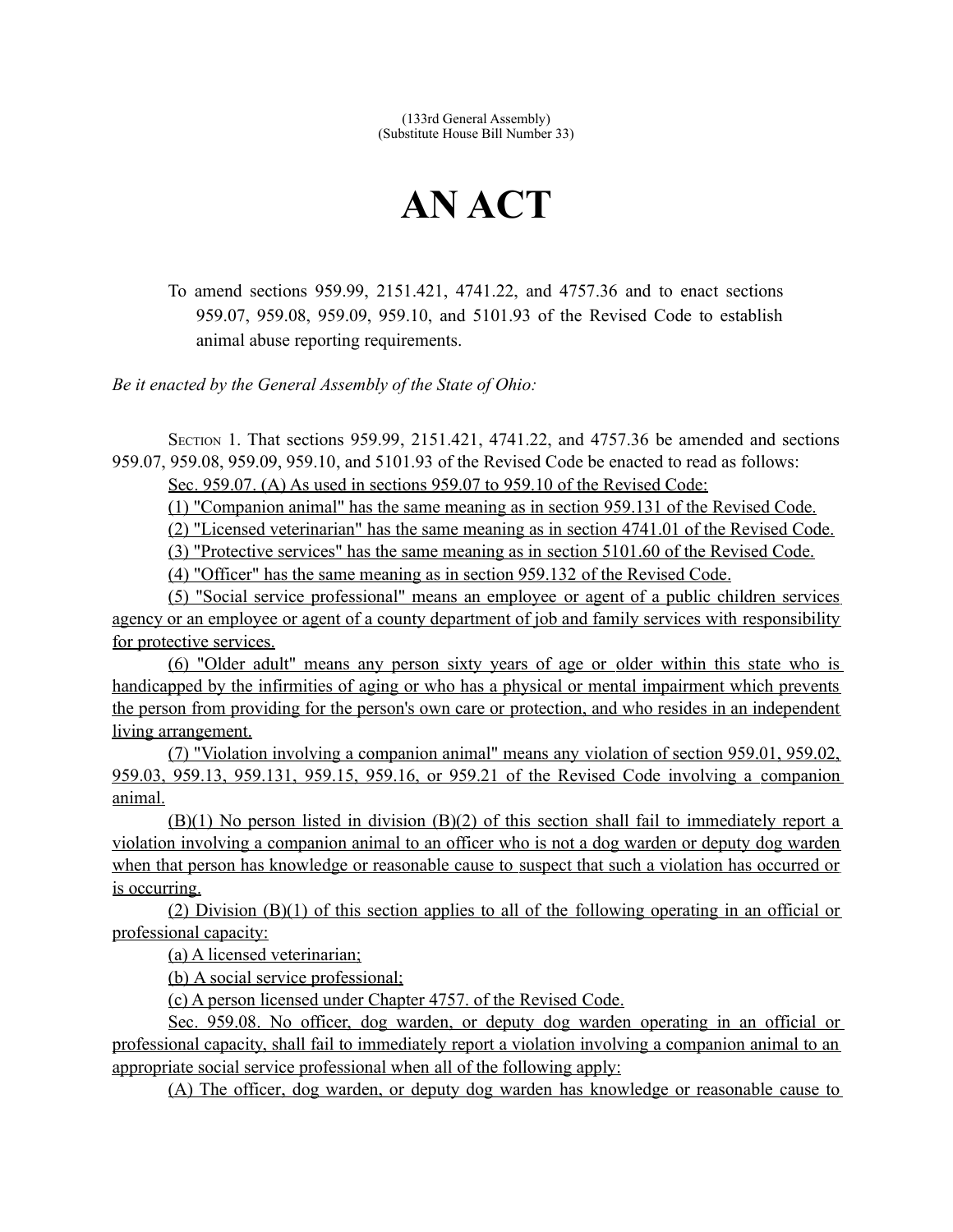(133rd General Assembly)
(Substitute House Bill Number 33)

# AN ACT

To amend sections 959.99, 2151.421, 4741.22, and 4757.36 and to enact sections 959.07, 959.08, 959.09, 959.10, and 5101.93 of the Revised Code to establish animal abuse reporting requirements.

*Be it enacted by the General Assembly of the State of Ohio:*

SECTION 1. That sections 959.99, 2151.421, 4741.22, and 4757.36 be amended and sections 959.07, 959.08, 959.09, 959.10, and 5101.93 of the Revised Code be enacted to read as follows:

Sec. 959.07. (A) As used in sections 959.07 to 959.10 of the Revised Code:

(1) "Companion animal" has the same meaning as in section 959.131 of the Revised Code.

(2) "Licensed veterinarian" has the same meaning as in section 4741.01 of the Revised Code.

(3) "Protective services" has the same meaning as in section 5101.60 of the Revised Code.

(4) "Officer" has the same meaning as in section 959.132 of the Revised Code.

(5) "Social service professional" means an employee or agent of a public children services agency or an employee or agent of a county department of job and family services with responsibility for protective services.

(6) "Older adult" means any person sixty years of age or older within this state who is handicapped by the infirmities of aging or who has a physical or mental impairment which prevents the person from providing for the person's own care or protection, and who resides in an independent living arrangement.

(7) "Violation involving a companion animal" means any violation of section 959.01, 959.02, 959.03, 959.13, 959.131, 959.15, 959.16, or 959.21 of the Revised Code involving a companion animal.

(B)(1) No person listed in division (B)(2) of this section shall fail to immediately report a violation involving a companion animal to an officer who is not a dog warden or deputy dog warden when that person has knowledge or reasonable cause to suspect that such a violation has occurred or is occurring.

(2) Division (B)(1) of this section applies to all of the following operating in an official or professional capacity:

(a) A licensed veterinarian;

(b) A social service professional;

(c) A person licensed under Chapter 4757. of the Revised Code.

Sec. 959.08. No officer, dog warden, or deputy dog warden operating in an official or professional capacity, shall fail to immediately report a violation involving a companion animal to an appropriate social service professional when all of the following apply:

(A) The officer, dog warden, or deputy dog warden has knowledge or reasonable cause to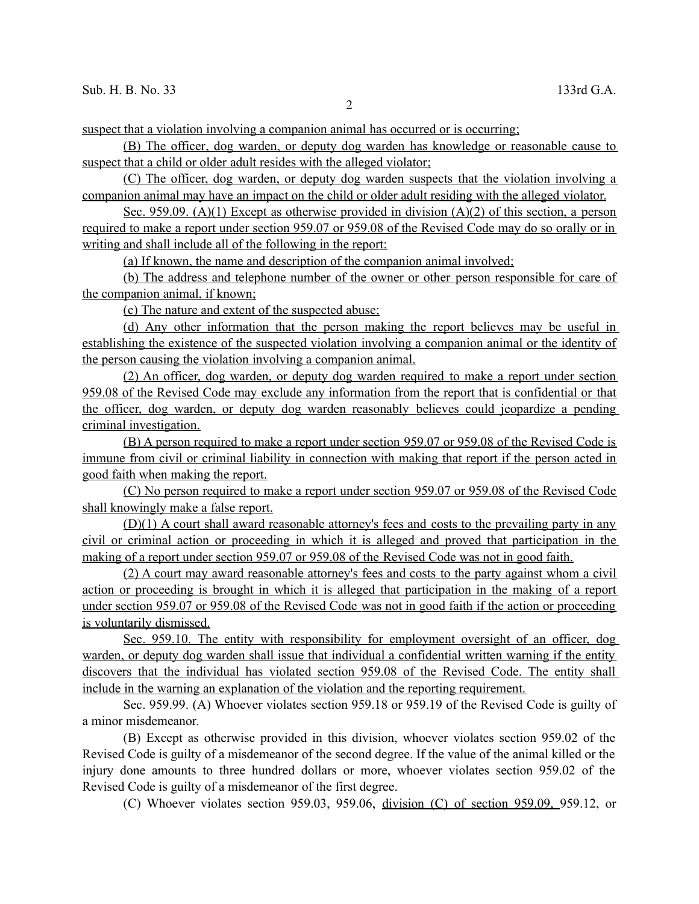suspect that a violation involving a companion animal has occurred or is occurring;

(B) The officer, dog warden, or deputy dog warden has knowledge or reasonable cause to suspect that a child or older adult resides with the alleged violator;

(C) The officer, dog warden, or deputy dog warden suspects that the violation involving a companion animal may have an impact on the child or older adult residing with the alleged violator.

Sec. 959.09. (A)(1) Except as otherwise provided in division (A)(2) of this section, a person required to make a report under section 959.07 or 959.08 of the Revised Code may do so orally or in writing and shall include all of the following in the report:

(a) If known, the name and description of the companion animal involved;

(b) The address and telephone number of the owner or other person responsible for care of the companion animal, if known;

(c) The nature and extent of the suspected abuse;

(d) Any other information that the person making the report believes may be useful in establishing the existence of the suspected violation involving a companion animal or the identity of the person causing the violation involving a companion animal.

(2) An officer, dog warden, or deputy dog warden required to make a report under section 959.08 of the Revised Code may exclude any information from the report that is confidential or that the officer, dog warden, or deputy dog warden reasonably believes could jeopardize a pending criminal investigation.

(B) A person required to make a report under section 959.07 or 959.08 of the Revised Code is immune from civil or criminal liability in connection with making that report if the person acted in good faith when making the report.

(C) No person required to make a report under section 959.07 or 959.08 of the Revised Code shall knowingly make a false report.

(D)(1) A court shall award reasonable attorney's fees and costs to the prevailing party in any civil or criminal action or proceeding in which it is alleged and proved that participation in the making of a report under section 959.07 or 959.08 of the Revised Code was not in good faith.

(2) A court may award reasonable attorney's fees and costs to the party against whom a civil action or proceeding is brought in which it is alleged that participation in the making of a report under section 959.07 or 959.08 of the Revised Code was not in good faith if the action or proceeding is voluntarily dismissed.

Sec. 959.10. The entity with responsibility for employment oversight of an officer, dog warden, or deputy dog warden shall issue that individual a confidential written warning if the entity discovers that the individual has violated section 959.08 of the Revised Code. The entity shall include in the warning an explanation of the violation and the reporting requirement.

Sec. 959.99. (A) Whoever violates section 959.18 or 959.19 of the Revised Code is guilty of a minor misdemeanor.

(B) Except as otherwise provided in this division, whoever violates section 959.02 of the Revised Code is guilty of a misdemeanor of the second degree. If the value of the animal killed or the injury done amounts to three hundred dollars or more, whoever violates section 959.02 of the Revised Code is guilty of a misdemeanor of the first degree.

(C) Whoever violates section 959.03, 959.06, division (C) of section 959.09, 959.12, or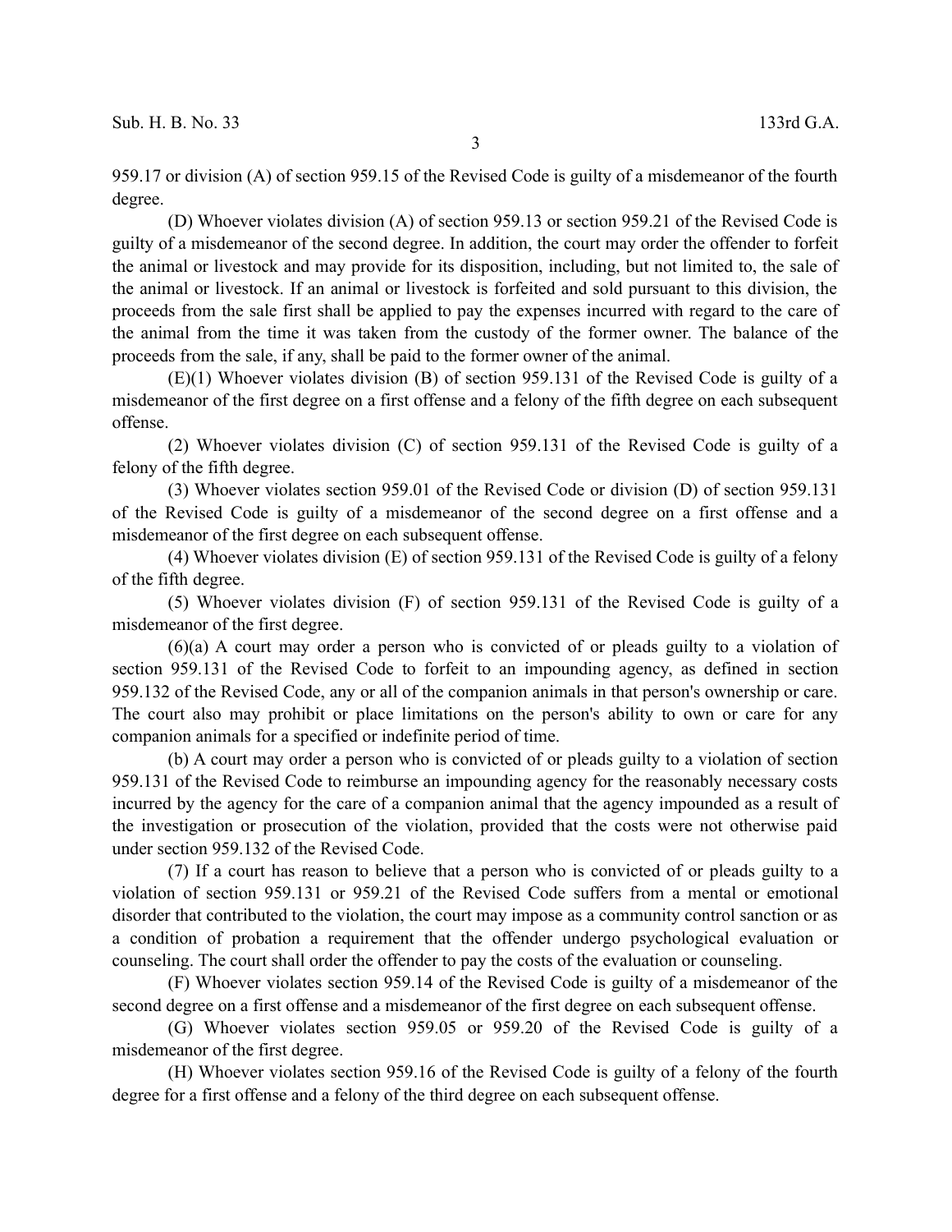959.17 or division (A) of section 959.15 of the Revised Code is guilty of a misdemeanor of the fourth degree.

(D) Whoever violates division (A) of section 959.13 or section 959.21 of the Revised Code is guilty of a misdemeanor of the second degree. In addition, the court may order the offender to forfeit the animal or livestock and may provide for its disposition, including, but not limited to, the sale of the animal or livestock. If an animal or livestock is forfeited and sold pursuant to this division, the proceeds from the sale first shall be applied to pay the expenses incurred with regard to the care of the animal from the time it was taken from the custody of the former owner. The balance of the proceeds from the sale, if any, shall be paid to the former owner of the animal.

(E)(1) Whoever violates division (B) of section 959.131 of the Revised Code is guilty of a misdemeanor of the first degree on a first offense and a felony of the fifth degree on each subsequent offense.

(2) Whoever violates division (C) of section 959.131 of the Revised Code is guilty of a felony of the fifth degree.

(3) Whoever violates section 959.01 of the Revised Code or division (D) of section 959.131 of the Revised Code is guilty of a misdemeanor of the second degree on a first offense and a misdemeanor of the first degree on each subsequent offense.

(4) Whoever violates division (E) of section 959.131 of the Revised Code is guilty of a felony of the fifth degree.

(5) Whoever violates division (F) of section 959.131 of the Revised Code is guilty of a misdemeanor of the first degree.

(6)(a) A court may order a person who is convicted of or pleads guilty to a violation of section 959.131 of the Revised Code to forfeit to an impounding agency, as defined in section 959.132 of the Revised Code, any or all of the companion animals in that person's ownership or care. The court also may prohibit or place limitations on the person's ability to own or care for any companion animals for a specified or indefinite period of time.

(b) A court may order a person who is convicted of or pleads guilty to a violation of section 959.131 of the Revised Code to reimburse an impounding agency for the reasonably necessary costs incurred by the agency for the care of a companion animal that the agency impounded as a result of the investigation or prosecution of the violation, provided that the costs were not otherwise paid under section 959.132 of the Revised Code.

(7) If a court has reason to believe that a person who is convicted of or pleads guilty to a violation of section 959.131 or 959.21 of the Revised Code suffers from a mental or emotional disorder that contributed to the violation, the court may impose as a community control sanction or as a condition of probation a requirement that the offender undergo psychological evaluation or counseling. The court shall order the offender to pay the costs of the evaluation or counseling.

(F) Whoever violates section 959.14 of the Revised Code is guilty of a misdemeanor of the second degree on a first offense and a misdemeanor of the first degree on each subsequent offense.

(G) Whoever violates section 959.05 or 959.20 of the Revised Code is guilty of a misdemeanor of the first degree.

(H) Whoever violates section 959.16 of the Revised Code is guilty of a felony of the fourth degree for a first offense and a felony of the third degree on each subsequent offense.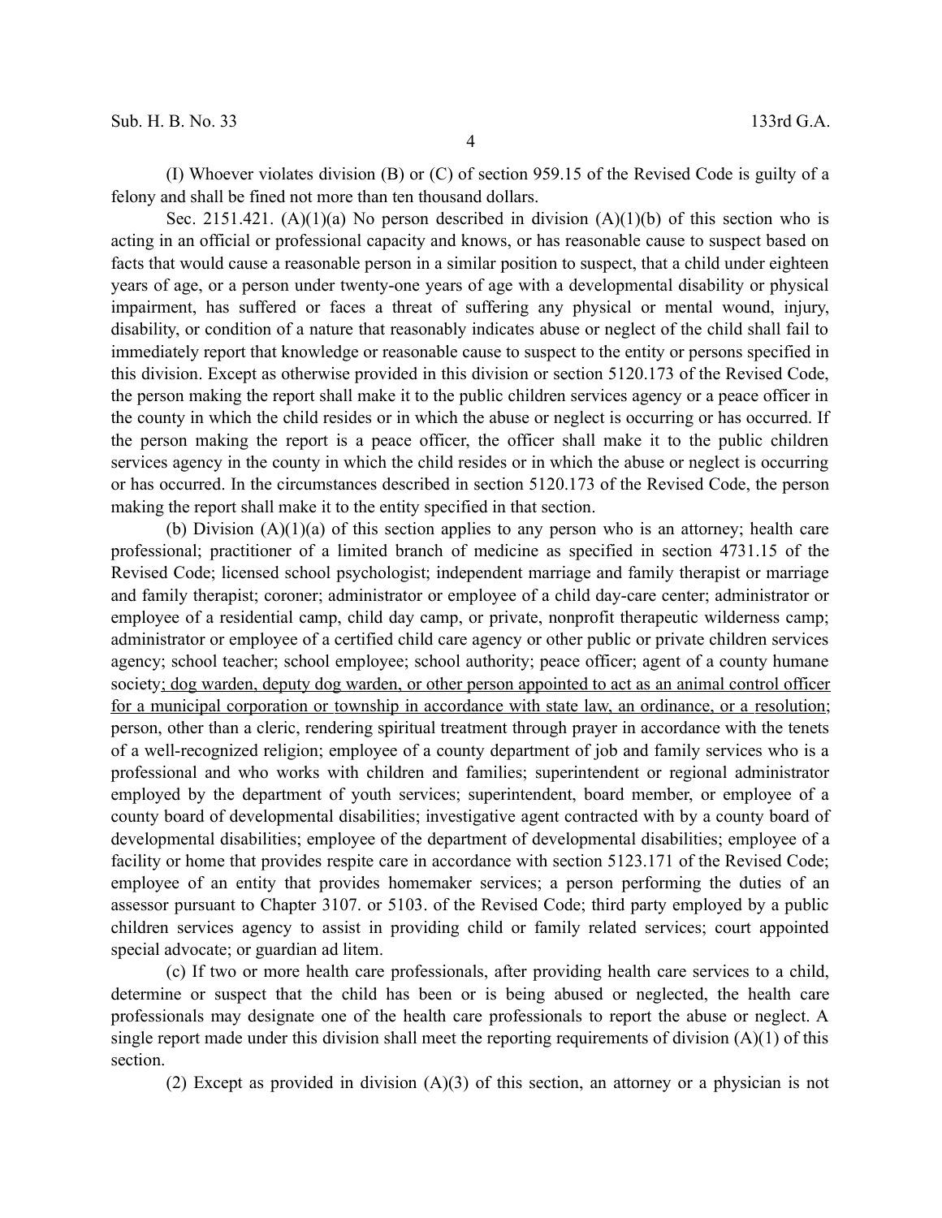(I) Whoever violates division (B) or (C) of section 959.15 of the Revised Code is guilty of a felony and shall be fined not more than ten thousand dollars.

Sec. 2151.421. (A)(1)(a) No person described in division (A)(1)(b) of this section who is acting in an official or professional capacity and knows, or has reasonable cause to suspect based on facts that would cause a reasonable person in a similar position to suspect, that a child under eighteen years of age, or a person under twenty-one years of age with a developmental disability or physical impairment, has suffered or faces a threat of suffering any physical or mental wound, injury, disability, or condition of a nature that reasonably indicates abuse or neglect of the child shall fail to immediately report that knowledge or reasonable cause to suspect to the entity or persons specified in this division. Except as otherwise provided in this division or section 5120.173 of the Revised Code, the person making the report shall make it to the public children services agency or a peace officer in the county in which the child resides or in which the abuse or neglect is occurring or has occurred. If the person making the report is a peace officer, the officer shall make it to the public children services agency in the county in which the child resides or in which the abuse or neglect is occurring or has occurred. In the circumstances described in section 5120.173 of the Revised Code, the person making the report shall make it to the entity specified in that section.

(b) Division (A)(1)(a) of this section applies to any person who is an attorney; health care professional; practitioner of a limited branch of medicine as specified in section 4731.15 of the Revised Code; licensed school psychologist; independent marriage and family therapist or marriage and family therapist; coroner; administrator or employee of a child day-care center; administrator or employee of a residential camp, child day camp, or private, nonprofit therapeutic wilderness camp; administrator or employee of a certified child care agency or other public or private children services agency; school teacher; school employee; school authority; peace officer; agent of a county humane society<u>; dog warden, deputy dog warden, or other person appointed to act as an animal control officer for a municipal corporation or township in accordance with state law, an ordinance, or a resolution</u>; person, other than a cleric, rendering spiritual treatment through prayer in accordance with the tenets of a well-recognized religion; employee of a county department of job and family services who is a professional and who works with children and families; superintendent or regional administrator employed by the department of youth services; superintendent, board member, or employee of a county board of developmental disabilities; investigative agent contracted with by a county board of developmental disabilities; employee of the department of developmental disabilities; employee of a facility or home that provides respite care in accordance with section 5123.171 of the Revised Code; employee of an entity that provides homemaker services; a person performing the duties of an assessor pursuant to Chapter 3107. or 5103. of the Revised Code; third party employed by a public children services agency to assist in providing child or family related services; court appointed special advocate; or guardian ad litem.

(c) If two or more health care professionals, after providing health care services to a child, determine or suspect that the child has been or is being abused or neglected, the health care professionals may designate one of the health care professionals to report the abuse or neglect. A single report made under this division shall meet the reporting requirements of division (A)(1) of this section.

(2) Except as provided in division (A)(3) of this section, an attorney or a physician is not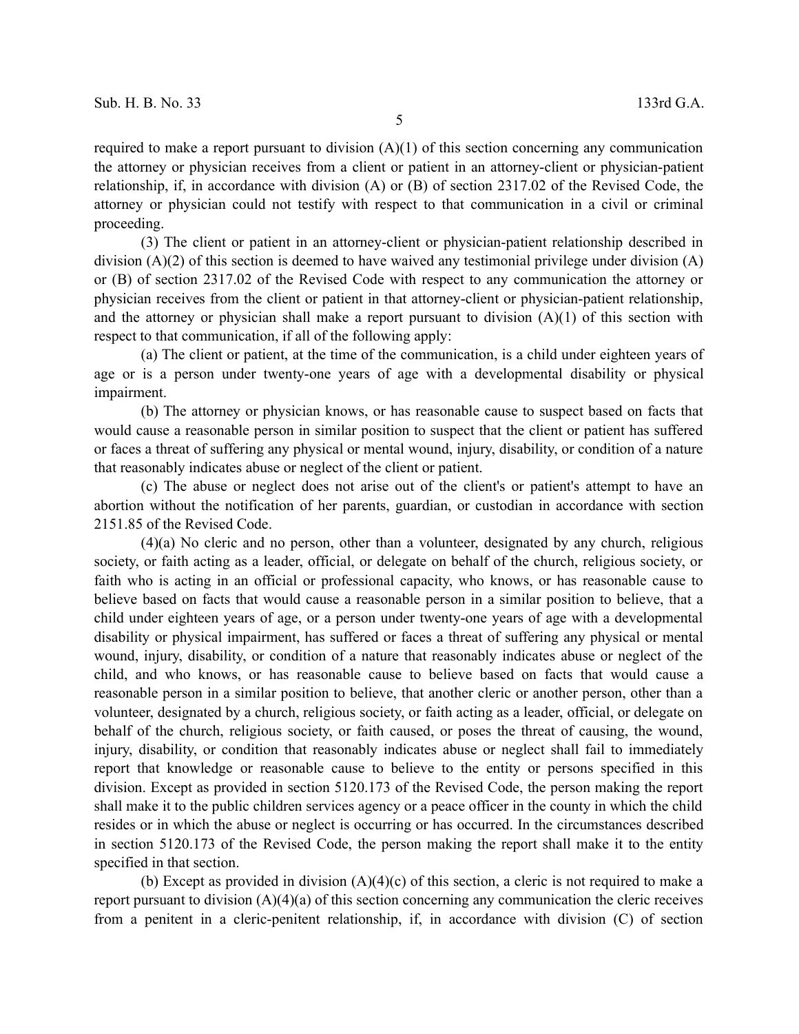required to make a report pursuant to division (A)(1) of this section concerning any communication the attorney or physician receives from a client or patient in an attorney-client or physician-patient relationship, if, in accordance with division (A) or (B) of section 2317.02 of the Revised Code, the attorney or physician could not testify with respect to that communication in a civil or criminal proceeding.

(3) The client or patient in an attorney-client or physician-patient relationship described in division (A)(2) of this section is deemed to have waived any testimonial privilege under division (A) or (B) of section 2317.02 of the Revised Code with respect to any communication the attorney or physician receives from the client or patient in that attorney-client or physician-patient relationship, and the attorney or physician shall make a report pursuant to division (A)(1) of this section with respect to that communication, if all of the following apply:

(a) The client or patient, at the time of the communication, is a child under eighteen years of age or is a person under twenty-one years of age with a developmental disability or physical impairment.

(b) The attorney or physician knows, or has reasonable cause to suspect based on facts that would cause a reasonable person in similar position to suspect that the client or patient has suffered or faces a threat of suffering any physical or mental wound, injury, disability, or condition of a nature that reasonably indicates abuse or neglect of the client or patient.

(c) The abuse or neglect does not arise out of the client's or patient's attempt to have an abortion without the notification of her parents, guardian, or custodian in accordance with section 2151.85 of the Revised Code.

(4)(a) No cleric and no person, other than a volunteer, designated by any church, religious society, or faith acting as a leader, official, or delegate on behalf of the church, religious society, or faith who is acting in an official or professional capacity, who knows, or has reasonable cause to believe based on facts that would cause a reasonable person in a similar position to believe, that a child under eighteen years of age, or a person under twenty-one years of age with a developmental disability or physical impairment, has suffered or faces a threat of suffering any physical or mental wound, injury, disability, or condition of a nature that reasonably indicates abuse or neglect of the child, and who knows, or has reasonable cause to believe based on facts that would cause a reasonable person in a similar position to believe, that another cleric or another person, other than a volunteer, designated by a church, religious society, or faith acting as a leader, official, or delegate on behalf of the church, religious society, or faith caused, or poses the threat of causing, the wound, injury, disability, or condition that reasonably indicates abuse or neglect shall fail to immediately report that knowledge or reasonable cause to believe to the entity or persons specified in this division. Except as provided in section 5120.173 of the Revised Code, the person making the report shall make it to the public children services agency or a peace officer in the county in which the child resides or in which the abuse or neglect is occurring or has occurred. In the circumstances described in section 5120.173 of the Revised Code, the person making the report shall make it to the entity specified in that section.

(b) Except as provided in division (A)(4)(c) of this section, a cleric is not required to make a report pursuant to division (A)(4)(a) of this section concerning any communication the cleric receives from a penitent in a cleric-penitent relationship, if, in accordance with division (C) of section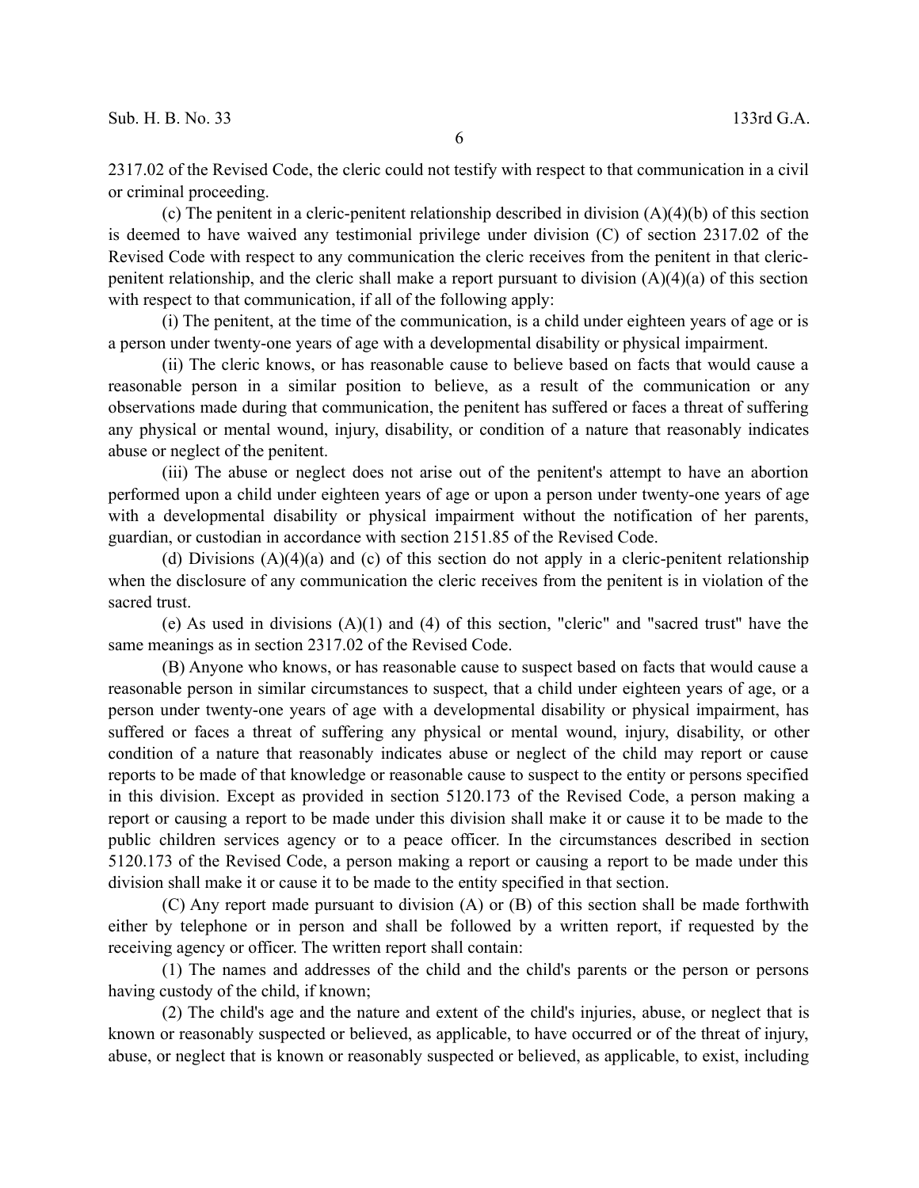2317.02 of the Revised Code, the cleric could not testify with respect to that communication in a civil or criminal proceeding.

(c) The penitent in a cleric-penitent relationship described in division (A)(4)(b) of this section is deemed to have waived any testimonial privilege under division (C) of section 2317.02 of the Revised Code with respect to any communication the cleric receives from the penitent in that cleric-penitent relationship, and the cleric shall make a report pursuant to division (A)(4)(a) of this section with respect to that communication, if all of the following apply:

(i) The penitent, at the time of the communication, is a child under eighteen years of age or is a person under twenty-one years of age with a developmental disability or physical impairment.

(ii) The cleric knows, or has reasonable cause to believe based on facts that would cause a reasonable person in a similar position to believe, as a result of the communication or any observations made during that communication, the penitent has suffered or faces a threat of suffering any physical or mental wound, injury, disability, or condition of a nature that reasonably indicates abuse or neglect of the penitent.

(iii) The abuse or neglect does not arise out of the penitent's attempt to have an abortion performed upon a child under eighteen years of age or upon a person under twenty-one years of age with a developmental disability or physical impairment without the notification of her parents, guardian, or custodian in accordance with section 2151.85 of the Revised Code.

(d) Divisions (A)(4)(a) and (c) of this section do not apply in a cleric-penitent relationship when the disclosure of any communication the cleric receives from the penitent is in violation of the sacred trust.

(e) As used in divisions (A)(1) and (4) of this section, "cleric" and "sacred trust" have the same meanings as in section 2317.02 of the Revised Code.

(B) Anyone who knows, or has reasonable cause to suspect based on facts that would cause a reasonable person in similar circumstances to suspect, that a child under eighteen years of age, or a person under twenty-one years of age with a developmental disability or physical impairment, has suffered or faces a threat of suffering any physical or mental wound, injury, disability, or other condition of a nature that reasonably indicates abuse or neglect of the child may report or cause reports to be made of that knowledge or reasonable cause to suspect to the entity or persons specified in this division. Except as provided in section 5120.173 of the Revised Code, a person making a report or causing a report to be made under this division shall make it or cause it to be made to the public children services agency or to a peace officer. In the circumstances described in section 5120.173 of the Revised Code, a person making a report or causing a report to be made under this division shall make it or cause it to be made to the entity specified in that section.

(C) Any report made pursuant to division (A) or (B) of this section shall be made forthwith either by telephone or in person and shall be followed by a written report, if requested by the receiving agency or officer. The written report shall contain:

(1) The names and addresses of the child and the child's parents or the person or persons having custody of the child, if known;

(2) The child's age and the nature and extent of the child's injuries, abuse, or neglect that is known or reasonably suspected or believed, as applicable, to have occurred or of the threat of injury, abuse, or neglect that is known or reasonably suspected or believed, as applicable, to exist, including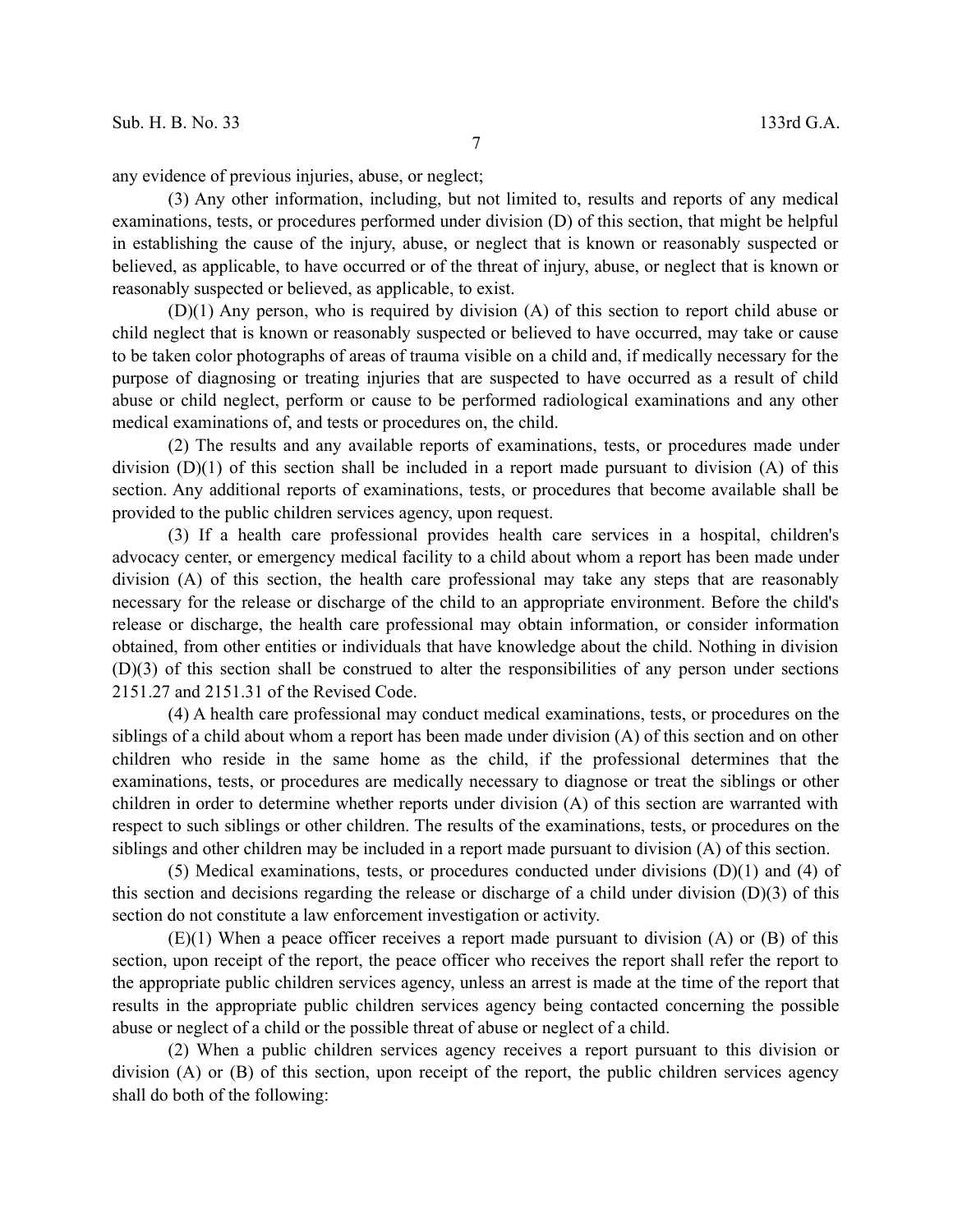any evidence of previous injuries, abuse, or neglect;

(3) Any other information, including, but not limited to, results and reports of any medical examinations, tests, or procedures performed under division (D) of this section, that might be helpful in establishing the cause of the injury, abuse, or neglect that is known or reasonably suspected or believed, as applicable, to have occurred or of the threat of injury, abuse, or neglect that is known or reasonably suspected or believed, as applicable, to exist.

(D)(1) Any person, who is required by division (A) of this section to report child abuse or child neglect that is known or reasonably suspected or believed to have occurred, may take or cause to be taken color photographs of areas of trauma visible on a child and, if medically necessary for the purpose of diagnosing or treating injuries that are suspected to have occurred as a result of child abuse or child neglect, perform or cause to be performed radiological examinations and any other medical examinations of, and tests or procedures on, the child.

(2) The results and any available reports of examinations, tests, or procedures made under division (D)(1) of this section shall be included in a report made pursuant to division (A) of this section. Any additional reports of examinations, tests, or procedures that become available shall be provided to the public children services agency, upon request.

(3) If a health care professional provides health care services in a hospital, children's advocacy center, or emergency medical facility to a child about whom a report has been made under division (A) of this section, the health care professional may take any steps that are reasonably necessary for the release or discharge of the child to an appropriate environment. Before the child's release or discharge, the health care professional may obtain information, or consider information obtained, from other entities or individuals that have knowledge about the child. Nothing in division (D)(3) of this section shall be construed to alter the responsibilities of any person under sections 2151.27 and 2151.31 of the Revised Code.

(4) A health care professional may conduct medical examinations, tests, or procedures on the siblings of a child about whom a report has been made under division (A) of this section and on other children who reside in the same home as the child, if the professional determines that the examinations, tests, or procedures are medically necessary to diagnose or treat the siblings or other children in order to determine whether reports under division (A) of this section are warranted with respect to such siblings or other children. The results of the examinations, tests, or procedures on the siblings and other children may be included in a report made pursuant to division (A) of this section.

(5) Medical examinations, tests, or procedures conducted under divisions (D)(1) and (4) of this section and decisions regarding the release or discharge of a child under division (D)(3) of this section do not constitute a law enforcement investigation or activity.

(E)(1) When a peace officer receives a report made pursuant to division (A) or (B) of this section, upon receipt of the report, the peace officer who receives the report shall refer the report to the appropriate public children services agency, unless an arrest is made at the time of the report that results in the appropriate public children services agency being contacted concerning the possible abuse or neglect of a child or the possible threat of abuse or neglect of a child.

(2) When a public children services agency receives a report pursuant to this division or division (A) or (B) of this section, upon receipt of the report, the public children services agency shall do both of the following: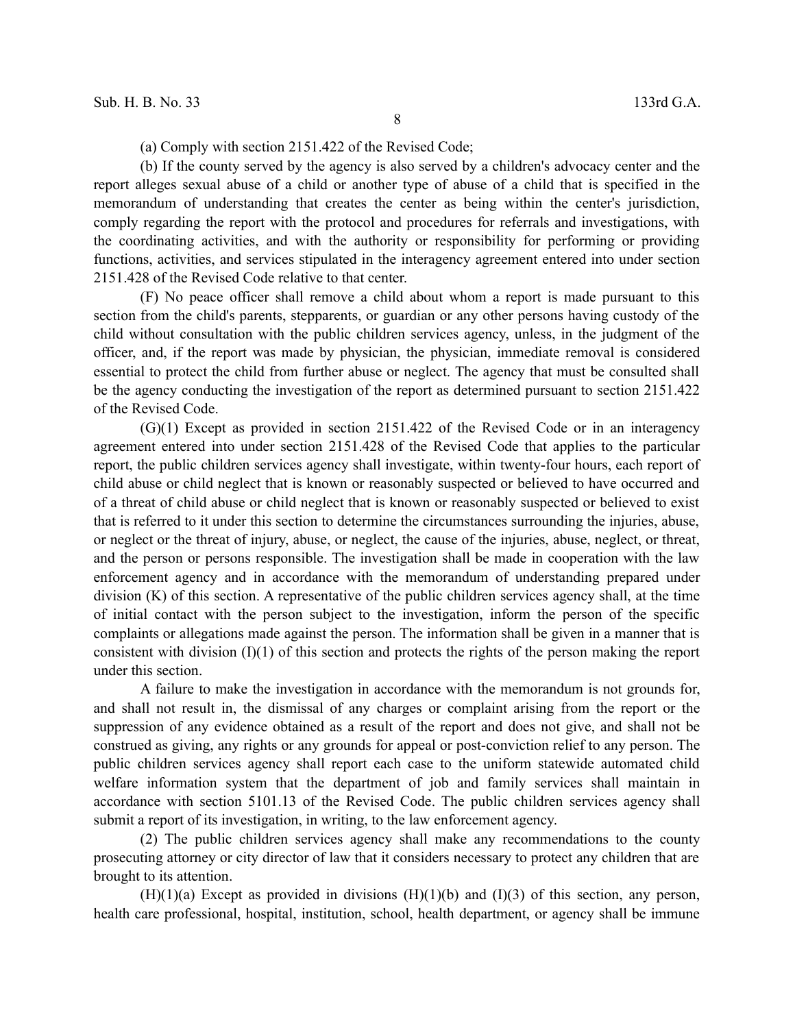(a) Comply with section 2151.422 of the Revised Code;

(b) If the county served by the agency is also served by a children's advocacy center and the report alleges sexual abuse of a child or another type of abuse of a child that is specified in the memorandum of understanding that creates the center as being within the center's jurisdiction, comply regarding the report with the protocol and procedures for referrals and investigations, with the coordinating activities, and with the authority or responsibility for performing or providing functions, activities, and services stipulated in the interagency agreement entered into under section 2151.428 of the Revised Code relative to that center.

(F) No peace officer shall remove a child about whom a report is made pursuant to this section from the child's parents, stepparents, or guardian or any other persons having custody of the child without consultation with the public children services agency, unless, in the judgment of the officer, and, if the report was made by physician, the physician, immediate removal is considered essential to protect the child from further abuse or neglect. The agency that must be consulted shall be the agency conducting the investigation of the report as determined pursuant to section 2151.422 of the Revised Code.

(G)(1) Except as provided in section 2151.422 of the Revised Code or in an interagency agreement entered into under section 2151.428 of the Revised Code that applies to the particular report, the public children services agency shall investigate, within twenty-four hours, each report of child abuse or child neglect that is known or reasonably suspected or believed to have occurred and of a threat of child abuse or child neglect that is known or reasonably suspected or believed to exist that is referred to it under this section to determine the circumstances surrounding the injuries, abuse, or neglect or the threat of injury, abuse, or neglect, the cause of the injuries, abuse, neglect, or threat, and the person or persons responsible. The investigation shall be made in cooperation with the law enforcement agency and in accordance with the memorandum of understanding prepared under division (K) of this section. A representative of the public children services agency shall, at the time of initial contact with the person subject to the investigation, inform the person of the specific complaints or allegations made against the person. The information shall be given in a manner that is consistent with division (I)(1) of this section and protects the rights of the person making the report under this section.

A failure to make the investigation in accordance with the memorandum is not grounds for, and shall not result in, the dismissal of any charges or complaint arising from the report or the suppression of any evidence obtained as a result of the report and does not give, and shall not be construed as giving, any rights or any grounds for appeal or post-conviction relief to any person. The public children services agency shall report each case to the uniform statewide automated child welfare information system that the department of job and family services shall maintain in accordance with section 5101.13 of the Revised Code. The public children services agency shall submit a report of its investigation, in writing, to the law enforcement agency.

(2) The public children services agency shall make any recommendations to the county prosecuting attorney or city director of law that it considers necessary to protect any children that are brought to its attention.

(H)(1)(a) Except as provided in divisions (H)(1)(b) and (I)(3) of this section, any person, health care professional, hospital, institution, school, health department, or agency shall be immune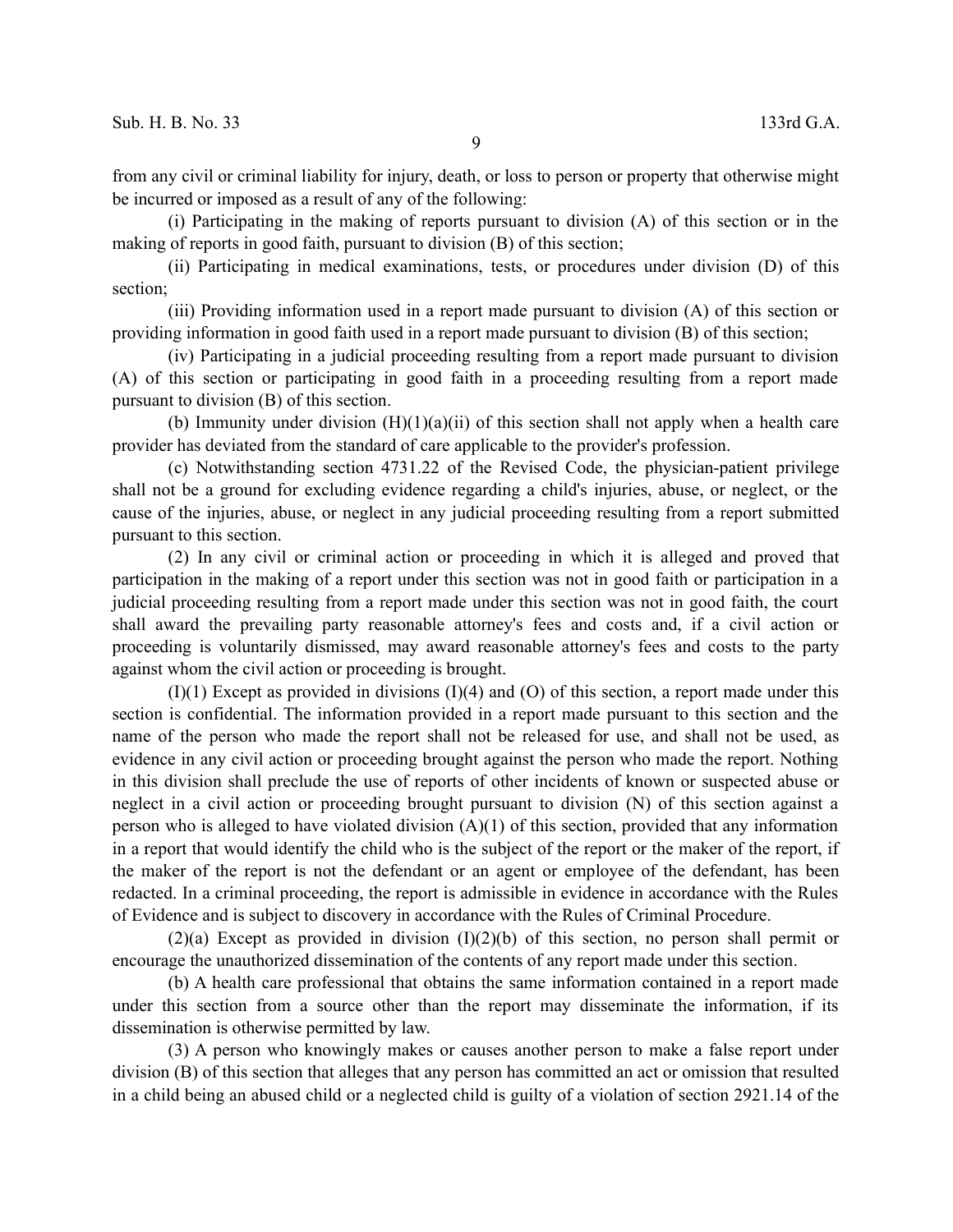from any civil or criminal liability for injury, death, or loss to person or property that otherwise might be incurred or imposed as a result of any of the following:

(i) Participating in the making of reports pursuant to division (A) of this section or in the making of reports in good faith, pursuant to division (B) of this section;

(ii) Participating in medical examinations, tests, or procedures under division (D) of this section;

(iii) Providing information used in a report made pursuant to division (A) of this section or providing information in good faith used in a report made pursuant to division (B) of this section;

(iv) Participating in a judicial proceeding resulting from a report made pursuant to division (A) of this section or participating in good faith in a proceeding resulting from a report made pursuant to division (B) of this section.

(b) Immunity under division (H)(1)(a)(ii) of this section shall not apply when a health care provider has deviated from the standard of care applicable to the provider's profession.

(c) Notwithstanding section 4731.22 of the Revised Code, the physician-patient privilege shall not be a ground for excluding evidence regarding a child's injuries, abuse, or neglect, or the cause of the injuries, abuse, or neglect in any judicial proceeding resulting from a report submitted pursuant to this section.

(2) In any civil or criminal action or proceeding in which it is alleged and proved that participation in the making of a report under this section was not in good faith or participation in a judicial proceeding resulting from a report made under this section was not in good faith, the court shall award the prevailing party reasonable attorney's fees and costs and, if a civil action or proceeding is voluntarily dismissed, may award reasonable attorney's fees and costs to the party against whom the civil action or proceeding is brought.

(I)(1) Except as provided in divisions (I)(4) and (O) of this section, a report made under this section is confidential. The information provided in a report made pursuant to this section and the name of the person who made the report shall not be released for use, and shall not be used, as evidence in any civil action or proceeding brought against the person who made the report. Nothing in this division shall preclude the use of reports of other incidents of known or suspected abuse or neglect in a civil action or proceeding brought pursuant to division (N) of this section against a person who is alleged to have violated division (A)(1) of this section, provided that any information in a report that would identify the child who is the subject of the report or the maker of the report, if the maker of the report is not the defendant or an agent or employee of the defendant, has been redacted. In a criminal proceeding, the report is admissible in evidence in accordance with the Rules of Evidence and is subject to discovery in accordance with the Rules of Criminal Procedure.

(2)(a) Except as provided in division (I)(2)(b) of this section, no person shall permit or encourage the unauthorized dissemination of the contents of any report made under this section.

(b) A health care professional that obtains the same information contained in a report made under this section from a source other than the report may disseminate the information, if its dissemination is otherwise permitted by law.

(3) A person who knowingly makes or causes another person to make a false report under division (B) of this section that alleges that any person has committed an act or omission that resulted in a child being an abused child or a neglected child is guilty of a violation of section 2921.14 of the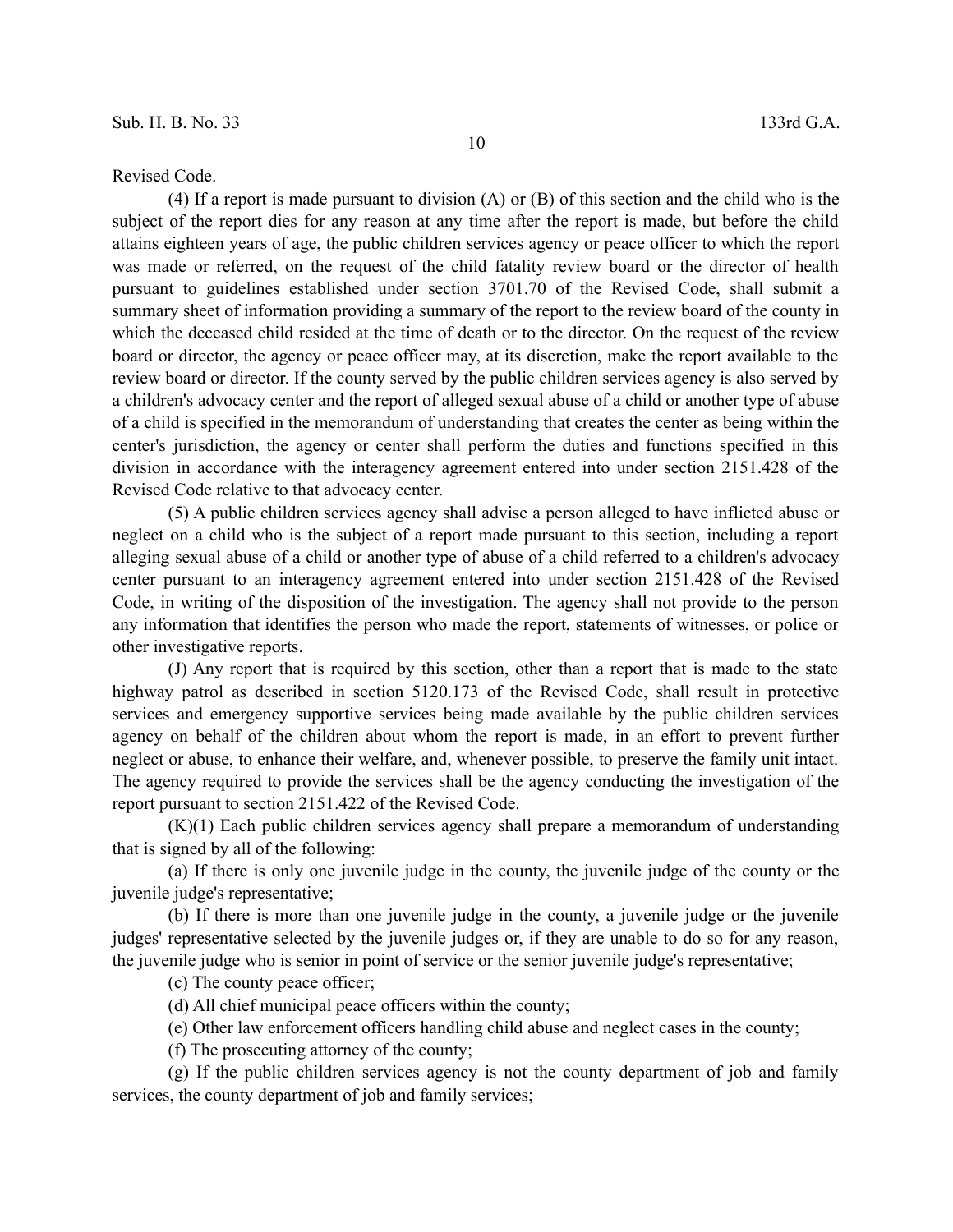Revised Code.

(4) If a report is made pursuant to division (A) or (B) of this section and the child who is the subject of the report dies for any reason at any time after the report is made, but before the child attains eighteen years of age, the public children services agency or peace officer to which the report was made or referred, on the request of the child fatality review board or the director of health pursuant to guidelines established under section 3701.70 of the Revised Code, shall submit a summary sheet of information providing a summary of the report to the review board of the county in which the deceased child resided at the time of death or to the director. On the request of the review board or director, the agency or peace officer may, at its discretion, make the report available to the review board or director. If the county served by the public children services agency is also served by a children's advocacy center and the report of alleged sexual abuse of a child or another type of abuse of a child is specified in the memorandum of understanding that creates the center as being within the center's jurisdiction, the agency or center shall perform the duties and functions specified in this division in accordance with the interagency agreement entered into under section 2151.428 of the Revised Code relative to that advocacy center.

(5) A public children services agency shall advise a person alleged to have inflicted abuse or neglect on a child who is the subject of a report made pursuant to this section, including a report alleging sexual abuse of a child or another type of abuse of a child referred to a children's advocacy center pursuant to an interagency agreement entered into under section 2151.428 of the Revised Code, in writing of the disposition of the investigation. The agency shall not provide to the person any information that identifies the person who made the report, statements of witnesses, or police or other investigative reports.

(J) Any report that is required by this section, other than a report that is made to the state highway patrol as described in section 5120.173 of the Revised Code, shall result in protective services and emergency supportive services being made available by the public children services agency on behalf of the children about whom the report is made, in an effort to prevent further neglect or abuse, to enhance their welfare, and, whenever possible, to preserve the family unit intact. The agency required to provide the services shall be the agency conducting the investigation of the report pursuant to section 2151.422 of the Revised Code.

(K)(1) Each public children services agency shall prepare a memorandum of understanding that is signed by all of the following:

(a) If there is only one juvenile judge in the county, the juvenile judge of the county or the juvenile judge's representative;

(b) If there is more than one juvenile judge in the county, a juvenile judge or the juvenile judges' representative selected by the juvenile judges or, if they are unable to do so for any reason, the juvenile judge who is senior in point of service or the senior juvenile judge's representative;

(c) The county peace officer;

(d) All chief municipal peace officers within the county;

(e) Other law enforcement officers handling child abuse and neglect cases in the county;

(f) The prosecuting attorney of the county;

(g) If the public children services agency is not the county department of job and family services, the county department of job and family services;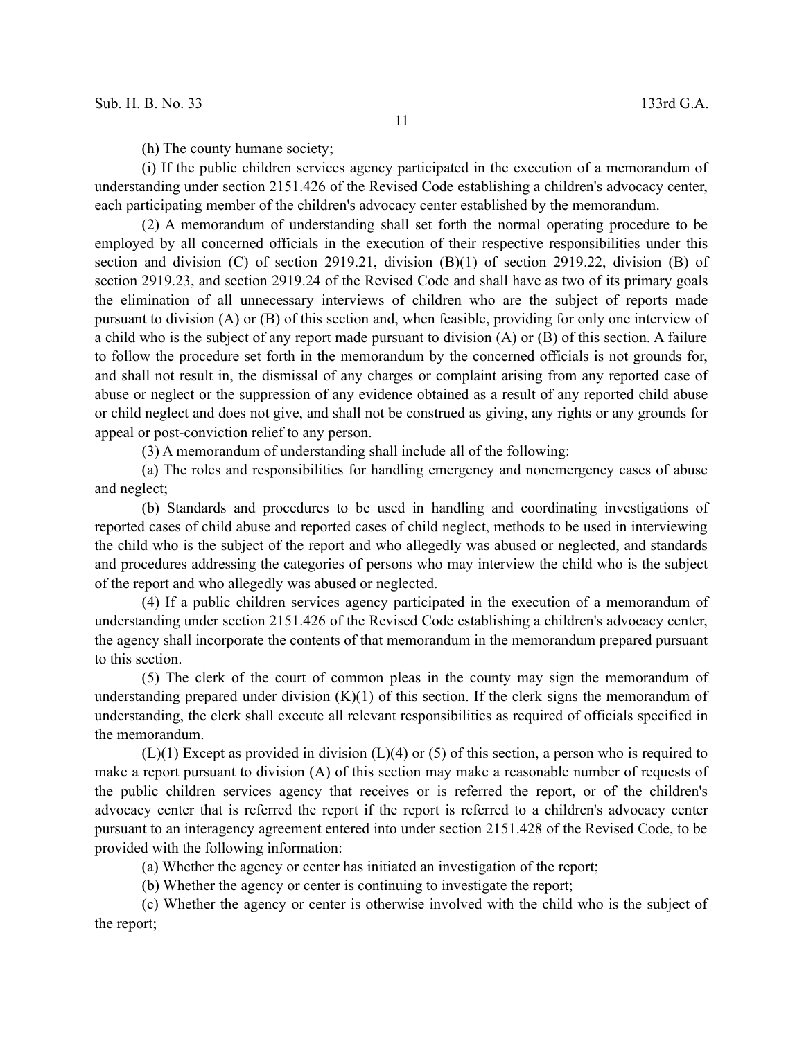(h) The county humane society;

(i) If the public children services agency participated in the execution of a memorandum of understanding under section 2151.426 of the Revised Code establishing a children's advocacy center, each participating member of the children's advocacy center established by the memorandum.

(2) A memorandum of understanding shall set forth the normal operating procedure to be employed by all concerned officials in the execution of their respective responsibilities under this section and division (C) of section 2919.21, division (B)(1) of section 2919.22, division (B) of section 2919.23, and section 2919.24 of the Revised Code and shall have as two of its primary goals the elimination of all unnecessary interviews of children who are the subject of reports made pursuant to division (A) or (B) of this section and, when feasible, providing for only one interview of a child who is the subject of any report made pursuant to division (A) or (B) of this section. A failure to follow the procedure set forth in the memorandum by the concerned officials is not grounds for, and shall not result in, the dismissal of any charges or complaint arising from any reported case of abuse or neglect or the suppression of any evidence obtained as a result of any reported child abuse or child neglect and does not give, and shall not be construed as giving, any rights or any grounds for appeal or post-conviction relief to any person.

(3) A memorandum of understanding shall include all of the following:

(a) The roles and responsibilities for handling emergency and nonemergency cases of abuse and neglect;

(b) Standards and procedures to be used in handling and coordinating investigations of reported cases of child abuse and reported cases of child neglect, methods to be used in interviewing the child who is the subject of the report and who allegedly was abused or neglected, and standards and procedures addressing the categories of persons who may interview the child who is the subject of the report and who allegedly was abused or neglected.

(4) If a public children services agency participated in the execution of a memorandum of understanding under section 2151.426 of the Revised Code establishing a children's advocacy center, the agency shall incorporate the contents of that memorandum in the memorandum prepared pursuant to this section.

(5) The clerk of the court of common pleas in the county may sign the memorandum of understanding prepared under division (K)(1) of this section. If the clerk signs the memorandum of understanding, the clerk shall execute all relevant responsibilities as required of officials specified in the memorandum.

(L)(1) Except as provided in division (L)(4) or (5) of this section, a person who is required to make a report pursuant to division (A) of this section may make a reasonable number of requests of the public children services agency that receives or is referred the report, or of the children's advocacy center that is referred the report if the report is referred to a children's advocacy center pursuant to an interagency agreement entered into under section 2151.428 of the Revised Code, to be provided with the following information:

(a) Whether the agency or center has initiated an investigation of the report;

(b) Whether the agency or center is continuing to investigate the report;

(c) Whether the agency or center is otherwise involved with the child who is the subject of the report;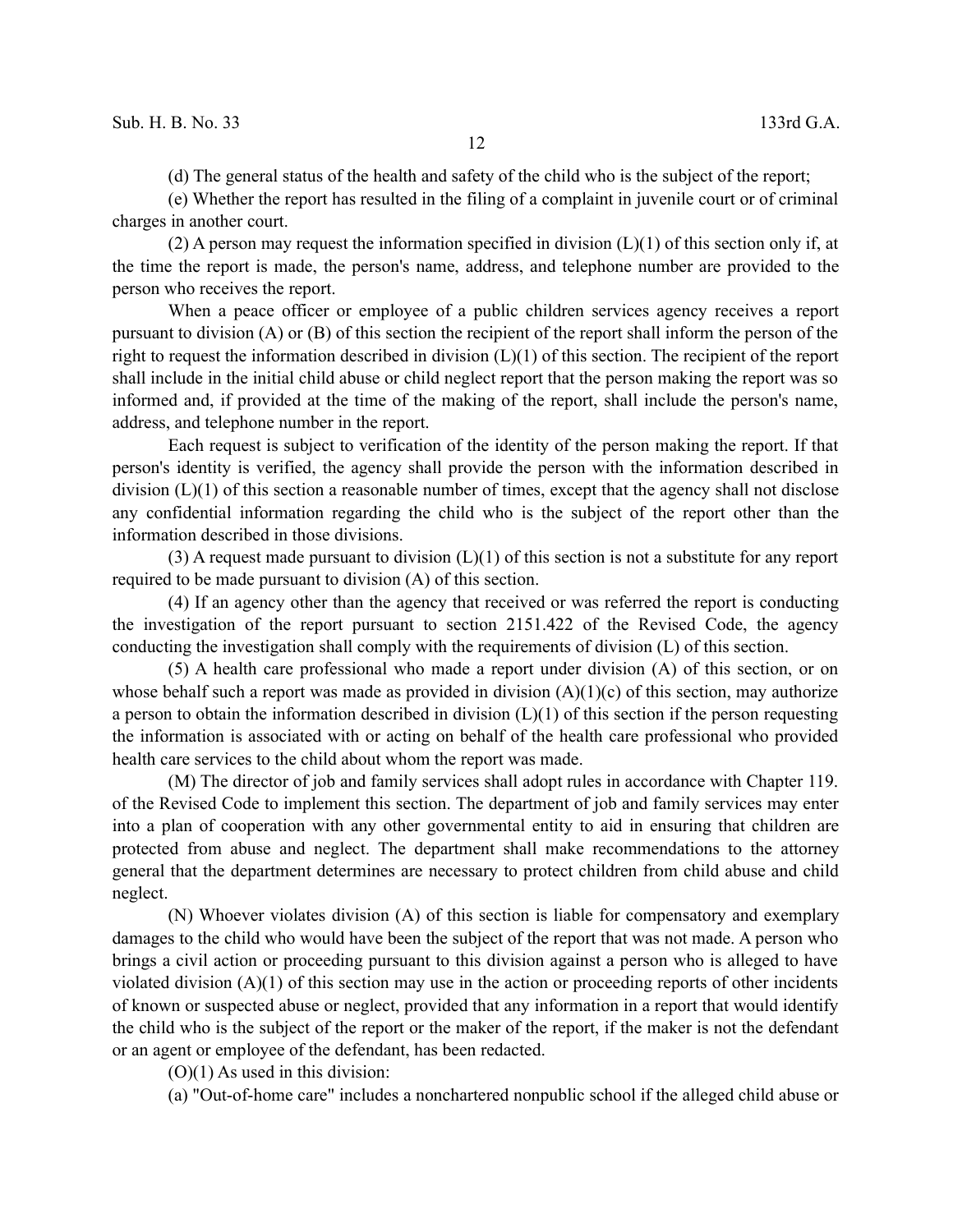(d) The general status of the health and safety of the child who is the subject of the report;

(e) Whether the report has resulted in the filing of a complaint in juvenile court or of criminal charges in another court.

(2) A person may request the information specified in division (L)(1) of this section only if, at the time the report is made, the person's name, address, and telephone number are provided to the person who receives the report.

When a peace officer or employee of a public children services agency receives a report pursuant to division (A) or (B) of this section the recipient of the report shall inform the person of the right to request the information described in division (L)(1) of this section. The recipient of the report shall include in the initial child abuse or child neglect report that the person making the report was so informed and, if provided at the time of the making of the report, shall include the person's name, address, and telephone number in the report.

Each request is subject to verification of the identity of the person making the report. If that person's identity is verified, the agency shall provide the person with the information described in division (L)(1) of this section a reasonable number of times, except that the agency shall not disclose any confidential information regarding the child who is the subject of the report other than the information described in those divisions.

(3) A request made pursuant to division (L)(1) of this section is not a substitute for any report required to be made pursuant to division (A) of this section.

(4) If an agency other than the agency that received or was referred the report is conducting the investigation of the report pursuant to section 2151.422 of the Revised Code, the agency conducting the investigation shall comply with the requirements of division (L) of this section.

(5) A health care professional who made a report under division (A) of this section, or on whose behalf such a report was made as provided in division (A)(1)(c) of this section, may authorize a person to obtain the information described in division (L)(1) of this section if the person requesting the information is associated with or acting on behalf of the health care professional who provided health care services to the child about whom the report was made.

(M) The director of job and family services shall adopt rules in accordance with Chapter 119. of the Revised Code to implement this section. The department of job and family services may enter into a plan of cooperation with any other governmental entity to aid in ensuring that children are protected from abuse and neglect. The department shall make recommendations to the attorney general that the department determines are necessary to protect children from child abuse and child neglect.

(N) Whoever violates division (A) of this section is liable for compensatory and exemplary damages to the child who would have been the subject of the report that was not made. A person who brings a civil action or proceeding pursuant to this division against a person who is alleged to have violated division (A)(1) of this section may use in the action or proceeding reports of other incidents of known or suspected abuse or neglect, provided that any information in a report that would identify the child who is the subject of the report or the maker of the report, if the maker is not the defendant or an agent or employee of the defendant, has been redacted.

(O)(1) As used in this division:

(a) "Out-of-home care" includes a nonchartered nonpublic school if the alleged child abuse or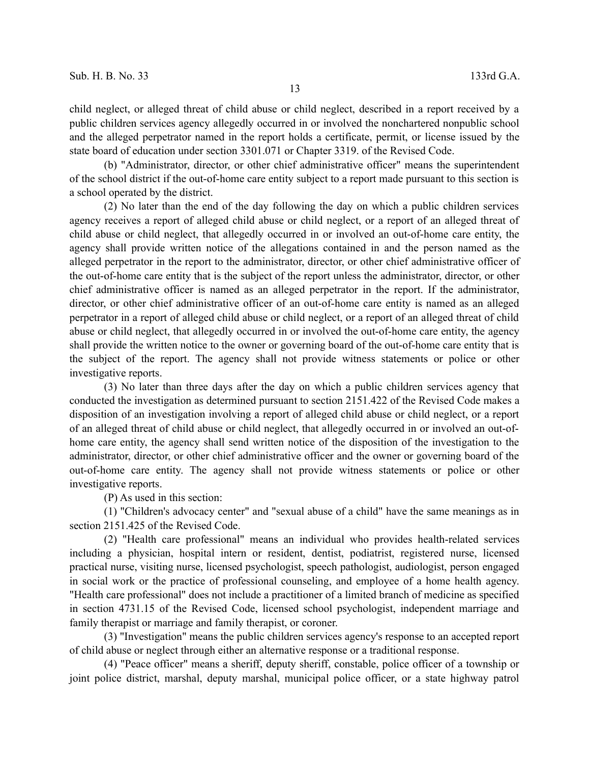child neglect, or alleged threat of child abuse or child neglect, described in a report received by a public children services agency allegedly occurred in or involved the nonchartered nonpublic school and the alleged perpetrator named in the report holds a certificate, permit, or license issued by the state board of education under section 3301.071 or Chapter 3319. of the Revised Code.

(b) "Administrator, director, or other chief administrative officer" means the superintendent of the school district if the out-of-home care entity subject to a report made pursuant to this section is a school operated by the district.

(2) No later than the end of the day following the day on which a public children services agency receives a report of alleged child abuse or child neglect, or a report of an alleged threat of child abuse or child neglect, that allegedly occurred in or involved an out-of-home care entity, the agency shall provide written notice of the allegations contained in and the person named as the alleged perpetrator in the report to the administrator, director, or other chief administrative officer of the out-of-home care entity that is the subject of the report unless the administrator, director, or other chief administrative officer is named as an alleged perpetrator in the report. If the administrator, director, or other chief administrative officer of an out-of-home care entity is named as an alleged perpetrator in a report of alleged child abuse or child neglect, or a report of an alleged threat of child abuse or child neglect, that allegedly occurred in or involved the out-of-home care entity, the agency shall provide the written notice to the owner or governing board of the out-of-home care entity that is the subject of the report. The agency shall not provide witness statements or police or other investigative reports.

(3) No later than three days after the day on which a public children services agency that conducted the investigation as determined pursuant to section 2151.422 of the Revised Code makes a disposition of an investigation involving a report of alleged child abuse or child neglect, or a report of an alleged threat of child abuse or child neglect, that allegedly occurred in or involved an out-of-home care entity, the agency shall send written notice of the disposition of the investigation to the administrator, director, or other chief administrative officer and the owner or governing board of the out-of-home care entity. The agency shall not provide witness statements or police or other investigative reports.

(P) As used in this section:

(1) "Children's advocacy center" and "sexual abuse of a child" have the same meanings as in section 2151.425 of the Revised Code.

(2) "Health care professional" means an individual who provides health-related services including a physician, hospital intern or resident, dentist, podiatrist, registered nurse, licensed practical nurse, visiting nurse, licensed psychologist, speech pathologist, audiologist, person engaged in social work or the practice of professional counseling, and employee of a home health agency. "Health care professional" does not include a practitioner of a limited branch of medicine as specified in section 4731.15 of the Revised Code, licensed school psychologist, independent marriage and family therapist or marriage and family therapist, or coroner.

(3) "Investigation" means the public children services agency's response to an accepted report of child abuse or neglect through either an alternative response or a traditional response.

(4) "Peace officer" means a sheriff, deputy sheriff, constable, police officer of a township or joint police district, marshal, deputy marshal, municipal police officer, or a state highway patrol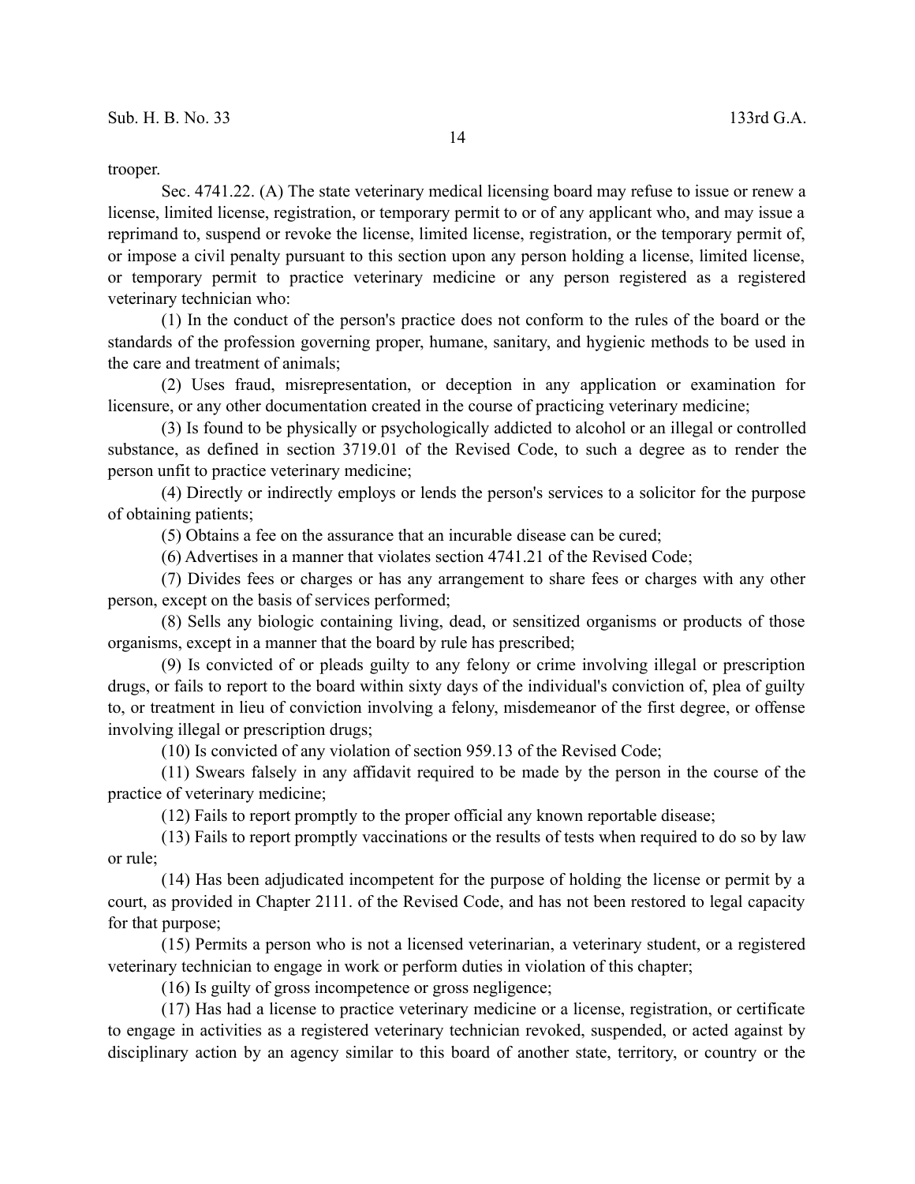trooper.

Sec. 4741.22. (A) The state veterinary medical licensing board may refuse to issue or renew a license, limited license, registration, or temporary permit to or of any applicant who, and may issue a reprimand to, suspend or revoke the license, limited license, registration, or the temporary permit of, or impose a civil penalty pursuant to this section upon any person holding a license, limited license, or temporary permit to practice veterinary medicine or any person registered as a registered veterinary technician who:

(1) In the conduct of the person's practice does not conform to the rules of the board or the standards of the profession governing proper, humane, sanitary, and hygienic methods to be used in the care and treatment of animals;

(2) Uses fraud, misrepresentation, or deception in any application or examination for licensure, or any other documentation created in the course of practicing veterinary medicine;

(3) Is found to be physically or psychologically addicted to alcohol or an illegal or controlled substance, as defined in section 3719.01 of the Revised Code, to such a degree as to render the person unfit to practice veterinary medicine;

(4) Directly or indirectly employs or lends the person's services to a solicitor for the purpose of obtaining patients;

(5) Obtains a fee on the assurance that an incurable disease can be cured;

(6) Advertises in a manner that violates section 4741.21 of the Revised Code;

(7) Divides fees or charges or has any arrangement to share fees or charges with any other person, except on the basis of services performed;

(8) Sells any biologic containing living, dead, or sensitized organisms or products of those organisms, except in a manner that the board by rule has prescribed;

(9) Is convicted of or pleads guilty to any felony or crime involving illegal or prescription drugs, or fails to report to the board within sixty days of the individual's conviction of, plea of guilty to, or treatment in lieu of conviction involving a felony, misdemeanor of the first degree, or offense involving illegal or prescription drugs;

(10) Is convicted of any violation of section 959.13 of the Revised Code;

(11) Swears falsely in any affidavit required to be made by the person in the course of the practice of veterinary medicine;

(12) Fails to report promptly to the proper official any known reportable disease;

(13) Fails to report promptly vaccinations or the results of tests when required to do so by law or rule;

(14) Has been adjudicated incompetent for the purpose of holding the license or permit by a court, as provided in Chapter 2111. of the Revised Code, and has not been restored to legal capacity for that purpose;

(15) Permits a person who is not a licensed veterinarian, a veterinary student, or a registered veterinary technician to engage in work or perform duties in violation of this chapter;

(16) Is guilty of gross incompetence or gross negligence;

(17) Has had a license to practice veterinary medicine or a license, registration, or certificate to engage in activities as a registered veterinary technician revoked, suspended, or acted against by disciplinary action by an agency similar to this board of another state, territory, or country or the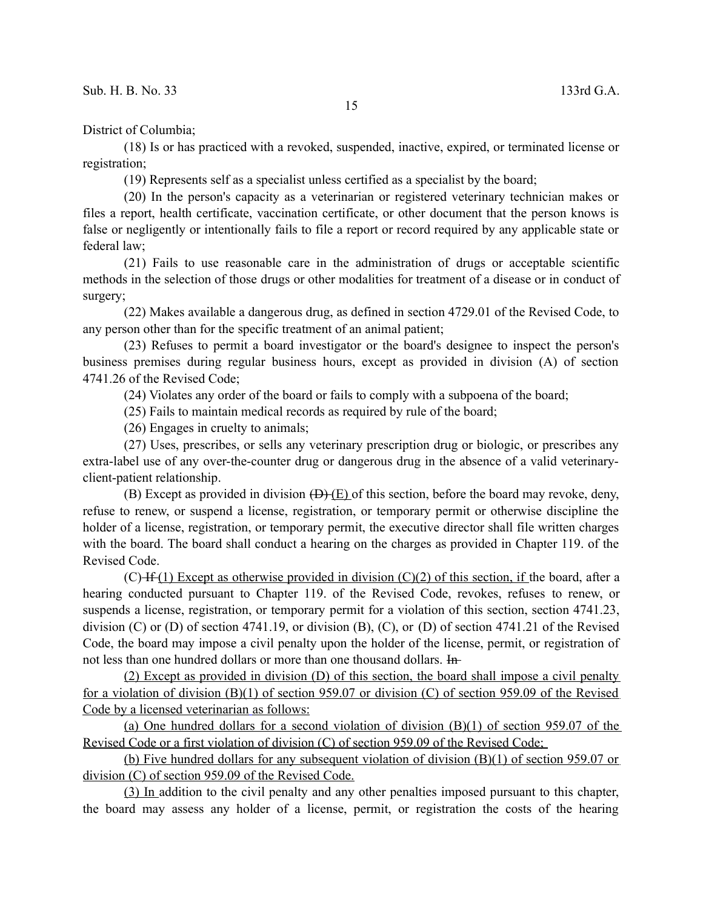District of Columbia;

(18) Is or has practiced with a revoked, suspended, inactive, expired, or terminated license or registration;

(19) Represents self as a specialist unless certified as a specialist by the board;

(20) In the person's capacity as a veterinarian or registered veterinary technician makes or files a report, health certificate, vaccination certificate, or other document that the person knows is false or negligently or intentionally fails to file a report or record required by any applicable state or federal law;

(21) Fails to use reasonable care in the administration of drugs or acceptable scientific methods in the selection of those drugs or other modalities for treatment of a disease or in conduct of surgery;

(22) Makes available a dangerous drug, as defined in section 4729.01 of the Revised Code, to any person other than for the specific treatment of an animal patient;

(23) Refuses to permit a board investigator or the board's designee to inspect the person's business premises during regular business hours, except as provided in division (A) of section 4741.26 of the Revised Code;

(24) Violates any order of the board or fails to comply with a subpoena of the board;

(25) Fails to maintain medical records as required by rule of the board;

(26) Engages in cruelty to animals;

(27) Uses, prescribes, or sells any veterinary prescription drug or biologic, or prescribes any extra-label use of any over-the-counter drug or dangerous drug in the absence of a valid veterinary-client-patient relationship.

(B) Except as provided in division ~~(D)~~ (E) of this section, before the board may revoke, deny, refuse to renew, or suspend a license, registration, or temporary permit or otherwise discipline the holder of a license, registration, or temporary permit, the executive director shall file written charges with the board. The board shall conduct a hearing on the charges as provided in Chapter 119. of the Revised Code.

(C) ~~If~~ (1) Except as otherwise provided in division (C)(2) of this section, if the board, after a hearing conducted pursuant to Chapter 119. of the Revised Code, revokes, refuses to renew, or suspends a license, registration, or temporary permit for a violation of this section, section 4741.23, division (C) or (D) of section 4741.19, or division (B), (C), or (D) of section 4741.21 of the Revised Code, the board may impose a civil penalty upon the holder of the license, permit, or registration of not less than one hundred dollars or more than one thousand dollars. ~~In~~

(2) Except as provided in division (D) of this section, the board shall impose a civil penalty for a violation of division (B)(1) of section 959.07 or division (C) of section 959.09 of the Revised Code by a licensed veterinarian as follows:

(a) One hundred dollars for a second violation of division (B)(1) of section 959.07 of the Revised Code or a first violation of division (C) of section 959.09 of the Revised Code;

(b) Five hundred dollars for any subsequent violation of division (B)(1) of section 959.07 or division (C) of section 959.09 of the Revised Code.

(3) In addition to the civil penalty and any other penalties imposed pursuant to this chapter, the board may assess any holder of a license, permit, or registration the costs of the hearing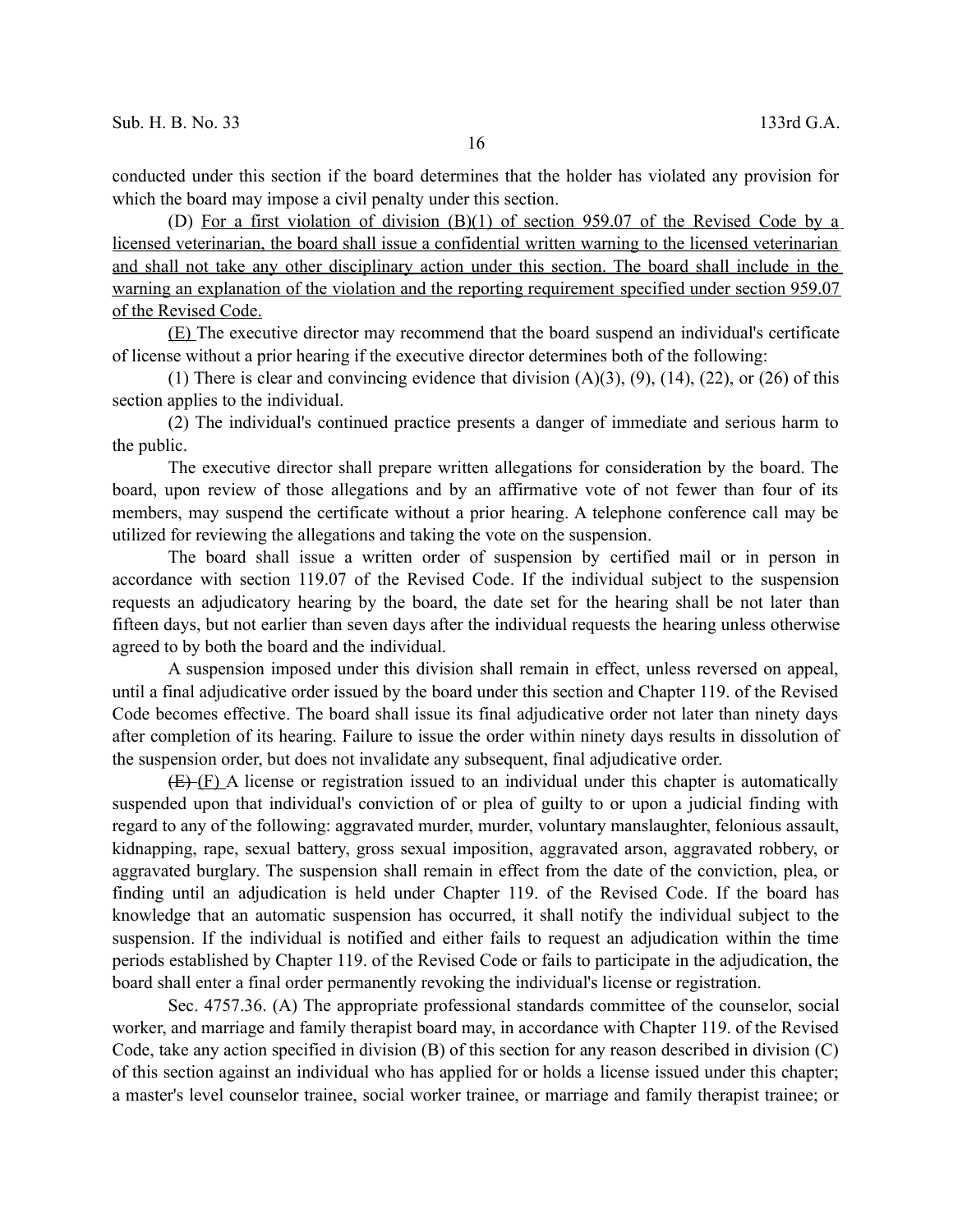conducted under this section if the board determines that the holder has violated any provision for which the board may impose a civil penalty under this section.

(D) For a first violation of division (B)(1) of section 959.07 of the Revised Code by a licensed veterinarian, the board shall issue a confidential written warning to the licensed veterinarian and shall not take any other disciplinary action under this section. The board shall include in the warning an explanation of the violation and the reporting requirement specified under section 959.07 of the Revised Code.

(E) The executive director may recommend that the board suspend an individual's certificate of license without a prior hearing if the executive director determines both of the following:

(1) There is clear and convincing evidence that division (A)(3), (9), (14), (22), or (26) of this section applies to the individual.

(2) The individual's continued practice presents a danger of immediate and serious harm to the public.

The executive director shall prepare written allegations for consideration by the board. The board, upon review of those allegations and by an affirmative vote of not fewer than four of its members, may suspend the certificate without a prior hearing. A telephone conference call may be utilized for reviewing the allegations and taking the vote on the suspension.

The board shall issue a written order of suspension by certified mail or in person in accordance with section 119.07 of the Revised Code. If the individual subject to the suspension requests an adjudicatory hearing by the board, the date set for the hearing shall be not later than fifteen days, but not earlier than seven days after the individual requests the hearing unless otherwise agreed to by both the board and the individual.

A suspension imposed under this division shall remain in effect, unless reversed on appeal, until a final adjudicative order issued by the board under this section and Chapter 119. of the Revised Code becomes effective. The board shall issue its final adjudicative order not later than ninety days after completion of its hearing. Failure to issue the order within ninety days results in dissolution of the suspension order, but does not invalidate any subsequent, final adjudicative order.

~~(E)~~ (F) A license or registration issued to an individual under this chapter is automatically suspended upon that individual's conviction of or plea of guilty to or upon a judicial finding with regard to any of the following: aggravated murder, murder, voluntary manslaughter, felonious assault, kidnapping, rape, sexual battery, gross sexual imposition, aggravated arson, aggravated robbery, or aggravated burglary. The suspension shall remain in effect from the date of the conviction, plea, or finding until an adjudication is held under Chapter 119. of the Revised Code. If the board has knowledge that an automatic suspension has occurred, it shall notify the individual subject to the suspension. If the individual is notified and either fails to request an adjudication within the time periods established by Chapter 119. of the Revised Code or fails to participate in the adjudication, the board shall enter a final order permanently revoking the individual's license or registration.

Sec. 4757.36. (A) The appropriate professional standards committee of the counselor, social worker, and marriage and family therapist board may, in accordance with Chapter 119. of the Revised Code, take any action specified in division (B) of this section for any reason described in division (C) of this section against an individual who has applied for or holds a license issued under this chapter; a master's level counselor trainee, social worker trainee, or marriage and family therapist trainee; or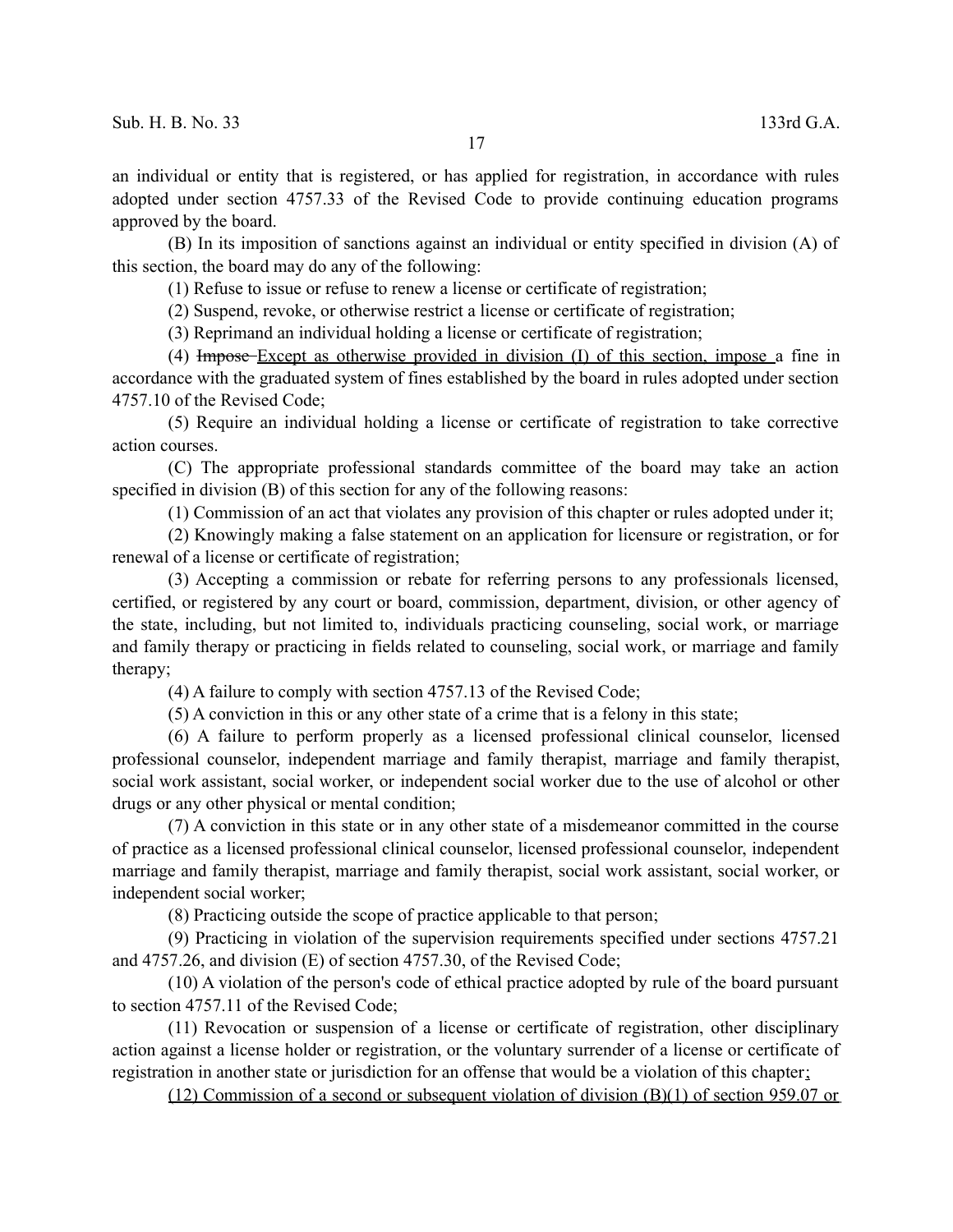an individual or entity that is registered, or has applied for registration, in accordance with rules adopted under section 4757.33 of the Revised Code to provide continuing education programs approved by the board.

(B) In its imposition of sanctions against an individual or entity specified in division (A) of this section, the board may do any of the following:

(1) Refuse to issue or refuse to renew a license or certificate of registration;

(2) Suspend, revoke, or otherwise restrict a license or certificate of registration;

(3) Reprimand an individual holding a license or certificate of registration;

(4) ~~Impose~~ Except as otherwise provided in division (I) of this section, impose a fine in accordance with the graduated system of fines established by the board in rules adopted under section 4757.10 of the Revised Code;

(5) Require an individual holding a license or certificate of registration to take corrective action courses.

(C) The appropriate professional standards committee of the board may take an action specified in division (B) of this section for any of the following reasons:

(1) Commission of an act that violates any provision of this chapter or rules adopted under it;

(2) Knowingly making a false statement on an application for licensure or registration, or for renewal of a license or certificate of registration;

(3) Accepting a commission or rebate for referring persons to any professionals licensed, certified, or registered by any court or board, commission, department, division, or other agency of the state, including, but not limited to, individuals practicing counseling, social work, or marriage and family therapy or practicing in fields related to counseling, social work, or marriage and family therapy;

(4) A failure to comply with section 4757.13 of the Revised Code;

(5) A conviction in this or any other state of a crime that is a felony in this state;

(6) A failure to perform properly as a licensed professional clinical counselor, licensed professional counselor, independent marriage and family therapist, marriage and family therapist, social work assistant, social worker, or independent social worker due to the use of alcohol or other drugs or any other physical or mental condition;

(7) A conviction in this state or in any other state of a misdemeanor committed in the course of practice as a licensed professional clinical counselor, licensed professional counselor, independent marriage and family therapist, marriage and family therapist, social work assistant, social worker, or independent social worker;

(8) Practicing outside the scope of practice applicable to that person;

(9) Practicing in violation of the supervision requirements specified under sections 4757.21 and 4757.26, and division (E) of section 4757.30, of the Revised Code;

(10) A violation of the person's code of ethical practice adopted by rule of the board pursuant to section 4757.11 of the Revised Code;

(11) Revocation or suspension of a license or certificate of registration, other disciplinary action against a license holder or registration, or the voluntary surrender of a license or certificate of registration in another state or jurisdiction for an offense that would be a violation of this chapter;

(12) Commission of a second or subsequent violation of division (B)(1) of section 959.07 or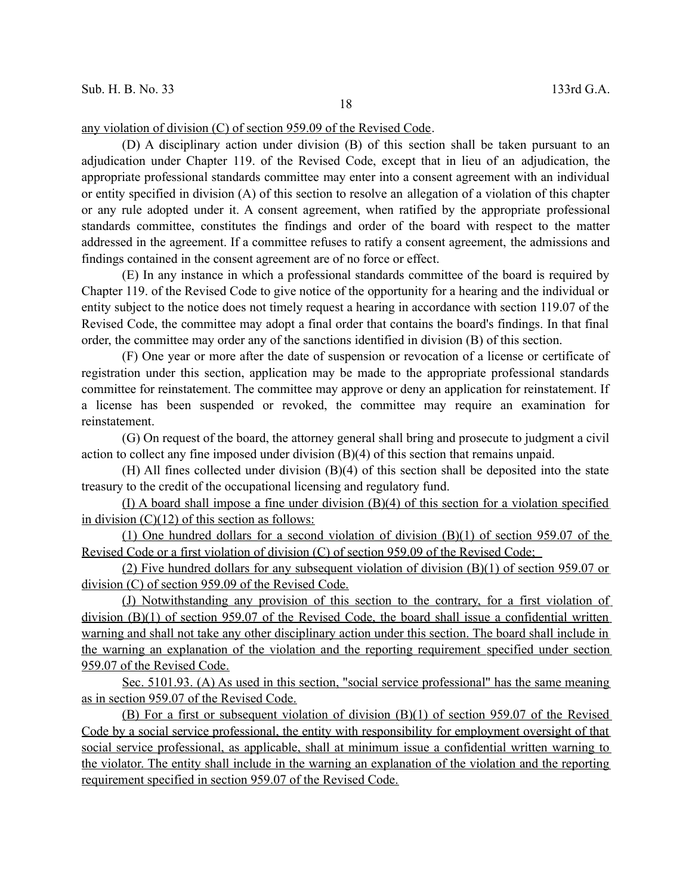any violation of division (C) of section 959.09 of the Revised Code.

(D) A disciplinary action under division (B) of this section shall be taken pursuant to an adjudication under Chapter 119. of the Revised Code, except that in lieu of an adjudication, the appropriate professional standards committee may enter into a consent agreement with an individual or entity specified in division (A) of this section to resolve an allegation of a violation of this chapter or any rule adopted under it. A consent agreement, when ratified by the appropriate professional standards committee, constitutes the findings and order of the board with respect to the matter addressed in the agreement. If a committee refuses to ratify a consent agreement, the admissions and findings contained in the consent agreement are of no force or effect.

(E) In any instance in which a professional standards committee of the board is required by Chapter 119. of the Revised Code to give notice of the opportunity for a hearing and the individual or entity subject to the notice does not timely request a hearing in accordance with section 119.07 of the Revised Code, the committee may adopt a final order that contains the board's findings. In that final order, the committee may order any of the sanctions identified in division (B) of this section.

(F) One year or more after the date of suspension or revocation of a license or certificate of registration under this section, application may be made to the appropriate professional standards committee for reinstatement. The committee may approve or deny an application for reinstatement. If a license has been suspended or revoked, the committee may require an examination for reinstatement.

(G) On request of the board, the attorney general shall bring and prosecute to judgment a civil action to collect any fine imposed under division (B)(4) of this section that remains unpaid.

(H) All fines collected under division (B)(4) of this section shall be deposited into the state treasury to the credit of the occupational licensing and regulatory fund.

(I) A board shall impose a fine under division (B)(4) of this section for a violation specified in division (C)(12) of this section as follows:

(1) One hundred dollars for a second violation of division (B)(1) of section 959.07 of the Revised Code or a first violation of division (C) of section 959.09 of the Revised Code;

(2) Five hundred dollars for any subsequent violation of division (B)(1) of section 959.07 or division (C) of section 959.09 of the Revised Code.

(J) Notwithstanding any provision of this section to the contrary, for a first violation of division (B)(1) of section 959.07 of the Revised Code, the board shall issue a confidential written warning and shall not take any other disciplinary action under this section. The board shall include in the warning an explanation of the violation and the reporting requirement specified under section 959.07 of the Revised Code.

Sec. 5101.93. (A) As used in this section, "social service professional" has the same meaning as in section 959.07 of the Revised Code.

(B) For a first or subsequent violation of division (B)(1) of section 959.07 of the Revised Code by a social service professional, the entity with responsibility for employment oversight of that social service professional, as applicable, shall at minimum issue a confidential written warning to the violator. The entity shall include in the warning an explanation of the violation and the reporting requirement specified in section 959.07 of the Revised Code.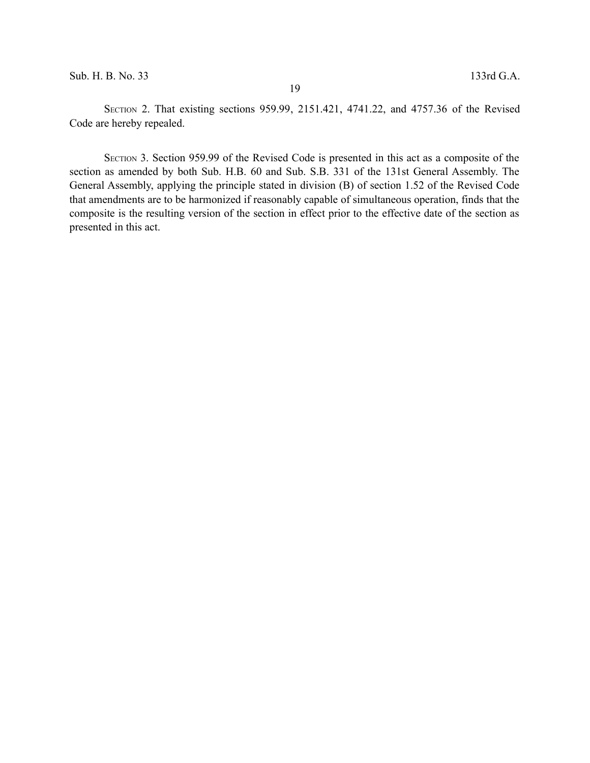Section 2. That existing sections 959.99, 2151.421, 4741.22, and 4757.36 of the Revised Code are hereby repealed.

Section 3. Section 959.99 of the Revised Code is presented in this act as a composite of the section as amended by both Sub. H.B. 60 and Sub. S.B. 331 of the 131st General Assembly. The General Assembly, applying the principle stated in division (B) of section 1.52 of the Revised Code that amendments are to be harmonized if reasonably capable of simultaneous operation, finds that the composite is the resulting version of the section in effect prior to the effective date of the section as presented in this act.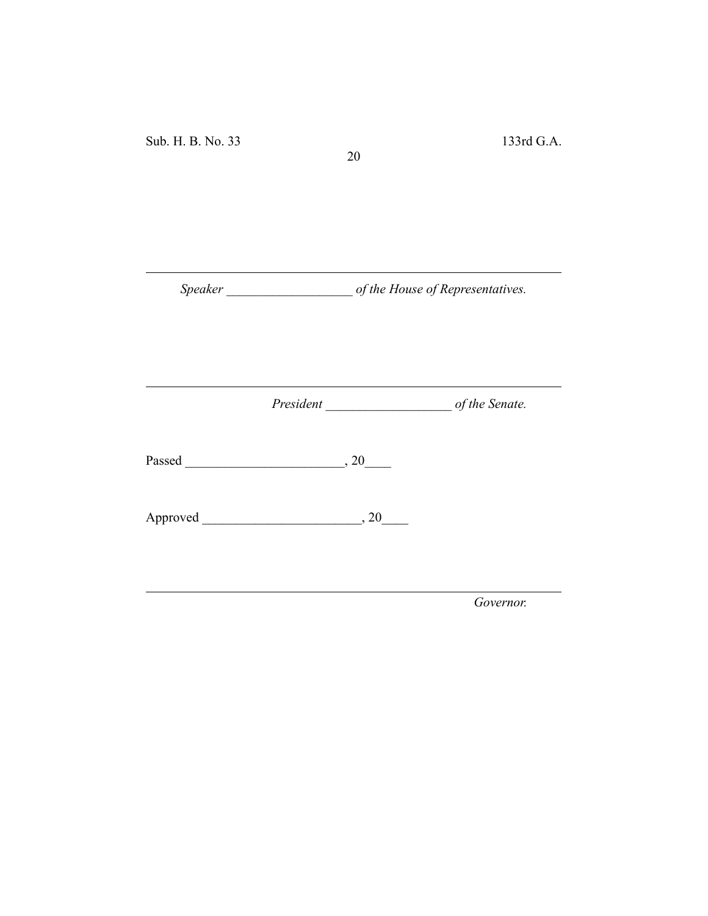---

*Speaker* ___________________ *of the House of Representatives.*

---

*President* ___________________ *of the Senate.*

Passed ________________________, 20____

Approved ________________________, 20____

---

*Governor.*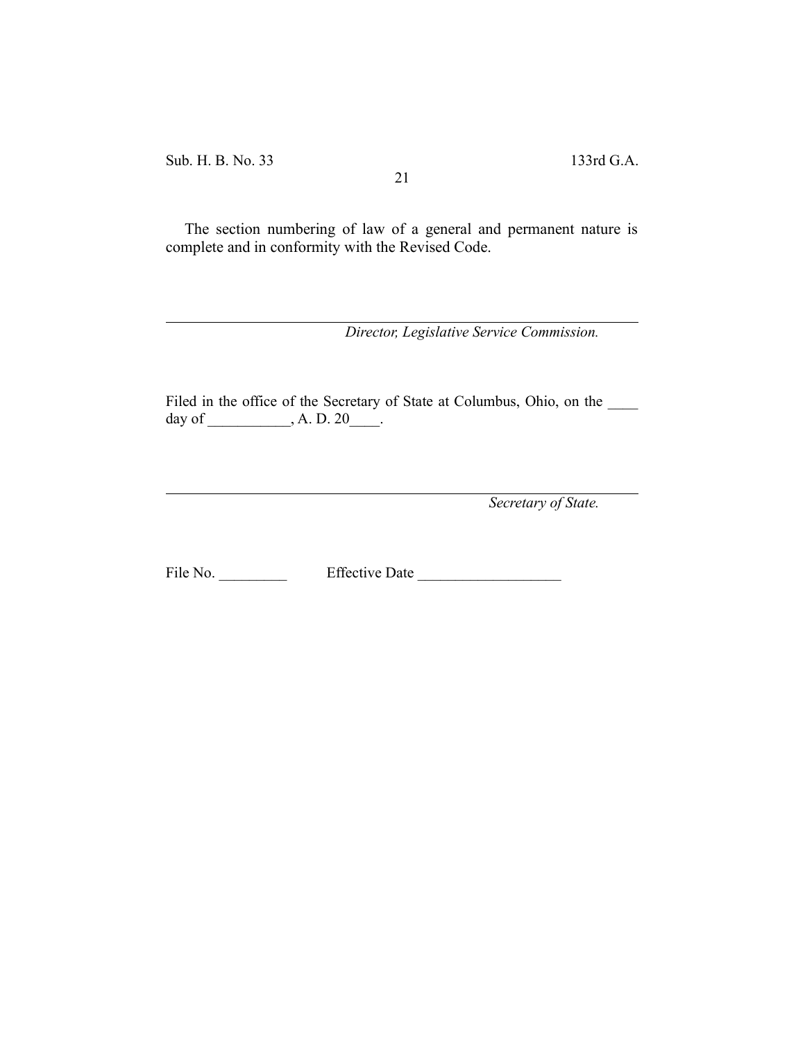The section numbering of law of a general and permanent nature is complete and in conformity with the Revised Code.

\_\_\_\_\_\_\_\_\_\_\_\_\_\_\_\_\_\_\_\_\_\_\_\_\_\_\_\_\_\_\_\_\_\_\_\_\_\_\_\_\_\_\_\_\_\_\_\_

*Director, Legislative Service Commission.*

Filed in the office of the Secretary of State at Columbus, Ohio, on the ____ day of ___________, A. D. 20____.

\_\_\_\_\_\_\_\_\_\_\_\_\_\_\_\_\_\_\_\_\_\_\_\_\_\_\_\_\_\_\_\_\_\_\_\_\_\_\_\_\_\_\_\_\_\_\_\_

*Secretary of State.*

File No. _________ Effective Date ___________________